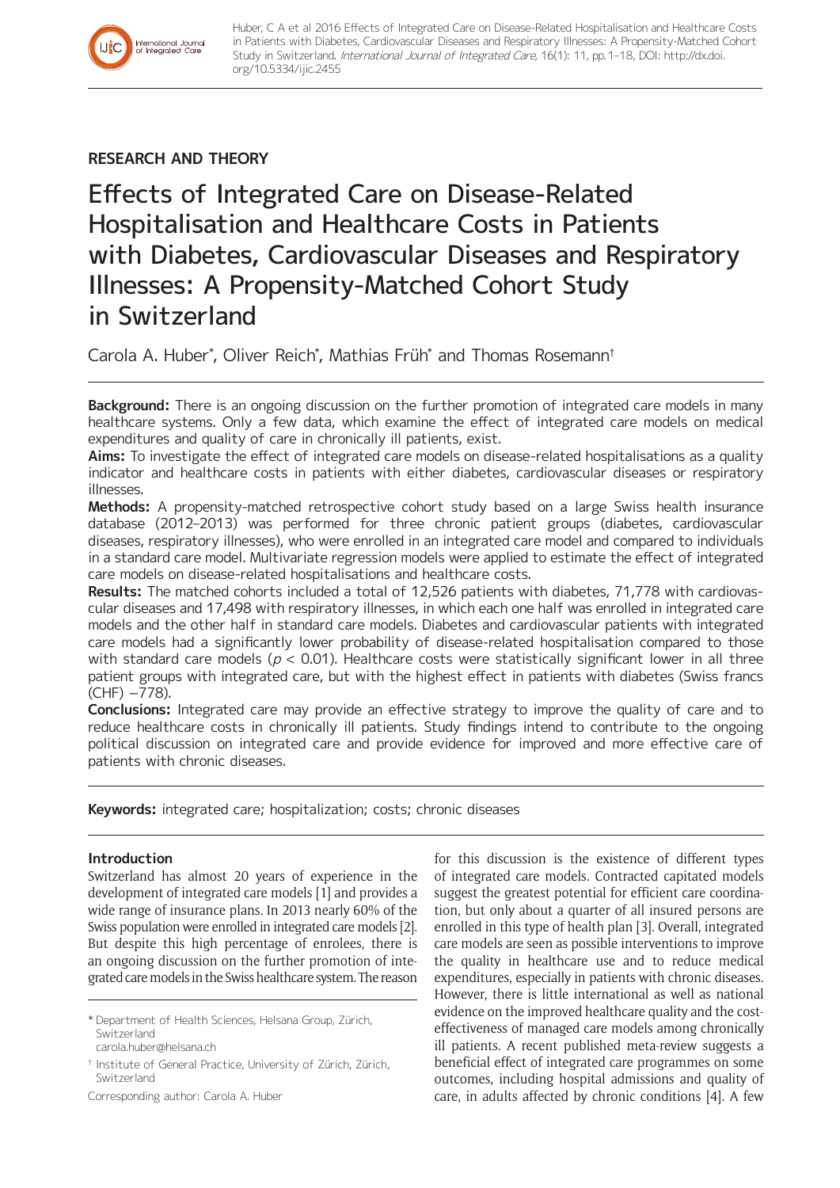RESEARCH AND THEORY

# Effects of Integrated Care on Disease-Related Hospitalisation and Healthcare Costs in Patients with Diabetes, Cardiovascular Diseases and Respiratory Illnesses: A Propensity-Matched Cohort Study in Switzerland

Carola A. Huber*, Oliver Reich*, Mathias Früh* and Thomas Rosemann†

**Background:** There is an ongoing discussion on the further promotion of integrated care models in many healthcare systems. Only a few data, which examine the effect of integrated care models on medical expenditures and quality of care in chronically ill patients, exist.

**Aims:** To investigate the effect of integrated care models on disease-related hospitalisations as a quality indicator and healthcare costs in patients with either diabetes, cardiovascular diseases or respiratory illnesses.

**Methods:** A propensity-matched retrospective cohort study based on a large Swiss health insurance database (2012–2013) was performed for three chronic patient groups (diabetes, cardiovascular diseases, respiratory illnesses), who were enrolled in an integrated care model and compared to individuals in a standard care model. Multivariate regression models were applied to estimate the effect of integrated care models on disease-related hospitalisations and healthcare costs.

**Results:** The matched cohorts included a total of 12,526 patients with diabetes, 71,778 with cardiovascular diseases and 17,498 with respiratory illnesses, in which each one half was enrolled in integrated care models and the other half in standard care models. Diabetes and cardiovascular patients with integrated care models had a significantly lower probability of disease-related hospitalisation compared to those with standard care models ($p < 0.01$). Healthcare costs were statistically significant lower in all three patient groups with integrated care, but with the highest effect in patients with diabetes (Swiss francs (CHF) −778).

**Conclusions:** Integrated care may provide an effective strategy to improve the quality of care and to reduce healthcare costs in chronically ill patients. Study findings intend to contribute to the ongoing political discussion on integrated care and provide evidence for improved and more effective care of patients with chronic diseases.

**Keywords:** integrated care; hospitalization; costs; chronic diseases

## Introduction

Switzerland has almost 20 years of experience in the development of integrated care models [1] and provides a wide range of insurance plans. In 2013 nearly 60% of the Swiss population were enrolled in integrated care models [2]. But despite this high percentage of enrolees, there is an ongoing discussion on the further promotion of integrated care models in the Swiss healthcare system. The reason for this discussion is the existence of different types of integrated care models. Contracted capitated models suggest the greatest potential for efficient care coordination, but only about a quarter of all insured persons are enrolled in this type of health plan [3]. Overall, integrated care models are seen as possible interventions to improve the quality in healthcare use and to reduce medical expenditures, especially in patients with chronic diseases. However, there is little international as well as national evidence on the improved healthcare quality and the cost-effectiveness of managed care models among chronically ill patients. A recent published meta-review suggests a beneficial effect of integrated care programmes on some outcomes, including hospital admissions and quality of care, in adults affected by chronic conditions [4]. A few

\* Department of Health Sciences, Helsana Group, Zürich, Switzerland
carola.huber@helsana.ch

† Institute of General Practice, University of Zürich, Zürich, Switzerland

Corresponding author: Carola A. Huber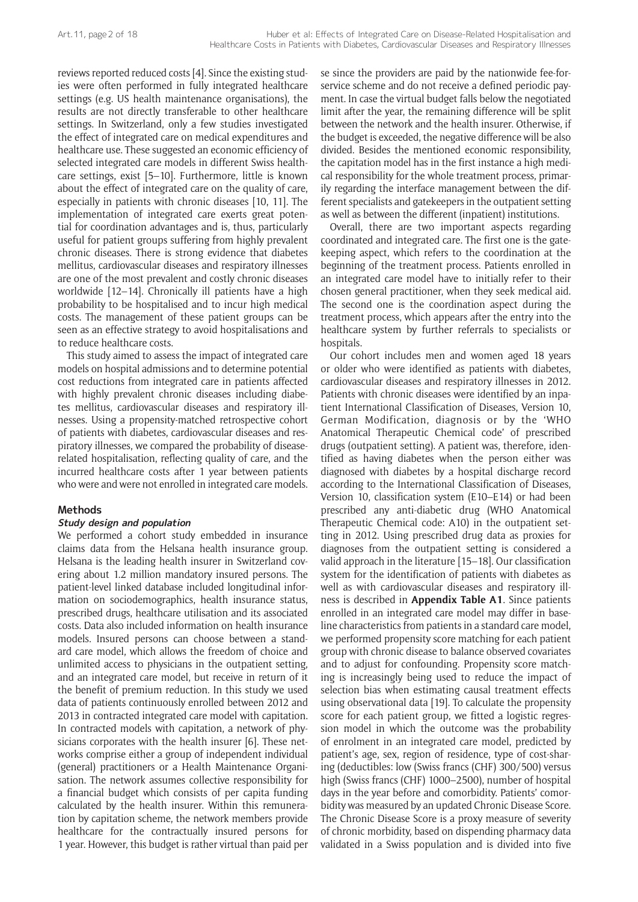reviews reported reduced costs [4]. Since the existing studies were often performed in fully integrated healthcare settings (e.g. US health maintenance organisations), the results are not directly transferable to other healthcare settings. In Switzerland, only a few studies investigated the effect of integrated care on medical expenditures and healthcare use. These suggested an economic efficiency of selected integrated care models in different Swiss healthcare settings, exist [5–10]. Furthermore, little is known about the effect of integrated care on the quality of care, especially in patients with chronic diseases [10, 11]. The implementation of integrated care exerts great potential for coordination advantages and is, thus, particularly useful for patient groups suffering from highly prevalent chronic diseases. There is strong evidence that diabetes mellitus, cardiovascular diseases and respiratory illnesses are one of the most prevalent and costly chronic diseases worldwide [12–14]. Chronically ill patients have a high probability to be hospitalised and to incur high medical costs. The management of these patient groups can be seen as an effective strategy to avoid hospitalisations and to reduce healthcare costs.

This study aimed to assess the impact of integrated care models on hospital admissions and to determine potential cost reductions from integrated care in patients affected with highly prevalent chronic diseases including diabetes mellitus, cardiovascular diseases and respiratory illnesses. Using a propensity-matched retrospective cohort of patients with diabetes, cardiovascular diseases and respiratory illnesses, we compared the probability of disease-related hospitalisation, reflecting quality of care, and the incurred healthcare costs after 1 year between patients who were and were not enrolled in integrated care models.

## Methods

### Study design and population

We performed a cohort study embedded in insurance claims data from the Helsana health insurance group. Helsana is the leading health insurer in Switzerland covering about 1.2 million mandatory insured persons. The patient-level linked database included longitudinal information on sociodemographics, health insurance status, prescribed drugs, healthcare utilisation and its associated costs. Data also included information on health insurance models. Insured persons can choose between a standard care model, which allows the freedom of choice and unlimited access to physicians in the outpatient setting, and an integrated care model, but receive in return of it the benefit of premium reduction. In this study we used data of patients continuously enrolled between 2012 and 2013 in contracted integrated care model with capitation. In contracted models with capitation, a network of physicians corporates with the health insurer [6]. These networks comprise either a group of independent individual (general) practitioners or a Health Maintenance Organisation. The network assumes collective responsibility for a financial budget which consists of per capita funding calculated by the health insurer. Within this remuneration by capitation scheme, the network members provide healthcare for the contractually insured persons for 1 year. However, this budget is rather virtual than paid per se since the providers are paid by the nationwide fee-for-service scheme and do not receive a defined periodic payment. In case the virtual budget falls below the negotiated limit after the year, the remaining difference will be split between the network and the health insurer. Otherwise, if the budget is exceeded, the negative difference will be also divided. Besides the mentioned economic responsibility, the capitation model has in the first instance a high medical responsibility for the whole treatment process, primarily regarding the interface management between the different specialists and gatekeepers in the outpatient setting as well as between the different (inpatient) institutions.

Overall, there are two important aspects regarding coordinated and integrated care. The first one is the gatekeeping aspect, which refers to the coordination at the beginning of the treatment process. Patients enrolled in an integrated care model have to initially refer to their chosen general practitioner, when they seek medical aid. The second one is the coordination aspect during the treatment process, which appears after the entry into the healthcare system by further referrals to specialists or hospitals.

Our cohort includes men and women aged 18 years or older who were identified as patients with diabetes, cardiovascular diseases and respiratory illnesses in 2012. Patients with chronic diseases were identified by an inpatient International Classification of Diseases, Version 10, German Modification, diagnosis or by the 'WHO Anatomical Therapeutic Chemical code' of prescribed drugs (outpatient setting). A patient was, therefore, identified as having diabetes when the person either was diagnosed with diabetes by a hospital discharge record according to the International Classification of Diseases, Version 10, classification system (E10–E14) or had been prescribed any anti-diabetic drug (WHO Anatomical Therapeutic Chemical code: A10) in the outpatient setting in 2012. Using prescribed drug data as proxies for diagnoses from the outpatient setting is considered a valid approach in the literature [15–18]. Our classification system for the identification of patients with diabetes as well as with cardiovascular diseases and respiratory illness is described in **Appendix Table A1**. Since patients enrolled in an integrated care model may differ in baseline characteristics from patients in a standard care model, we performed propensity score matching for each patient group with chronic disease to balance observed covariates and to adjust for confounding. Propensity score matching is increasingly being used to reduce the impact of selection bias when estimating causal treatment effects using observational data [19]. To calculate the propensity score for each patient group, we fitted a logistic regression model in which the outcome was the probability of enrolment in an integrated care model, predicted by patient's age, sex, region of residence, type of cost-sharing (deductibles: low (Swiss francs (CHF) 300/500) versus high (Swiss francs (CHF) 1000–2500), number of hospital days in the year before and comorbidity. Patients' comorbidity was measured by an updated Chronic Disease Score. The Chronic Disease Score is a proxy measure of severity of chronic morbidity, based on dispending pharmacy data validated in a Swiss population and is divided into five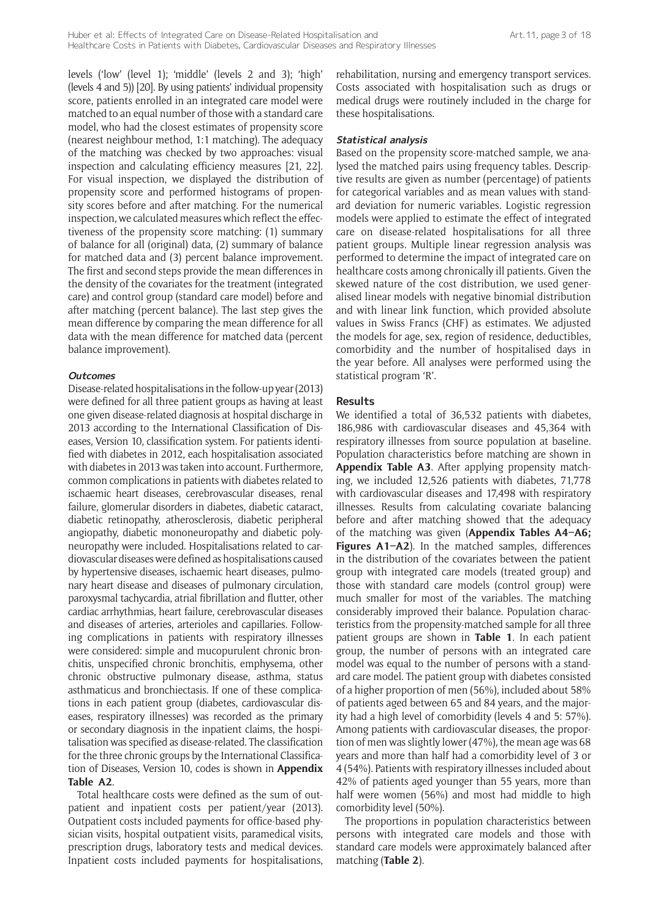levels ('low' (level 1); 'middle' (levels 2 and 3); 'high' (levels 4 and 5)) [20]. By using patients' individual propensity score, patients enrolled in an integrated care model were matched to an equal number of those with a standard care model, who had the closest estimates of propensity score (nearest neighbour method, 1:1 matching). The adequacy of the matching was checked by two approaches: visual inspection and calculating efficiency measures [21, 22]. For visual inspection, we displayed the distribution of propensity score and performed histograms of propensity scores before and after matching. For the numerical inspection, we calculated measures which reflect the effectiveness of the propensity score matching: (1) summary of balance for all (original) data, (2) summary of balance for matched data and (3) percent balance improvement. The first and second steps provide the mean differences in the density of the covariates for the treatment (integrated care) and control group (standard care model) before and after matching (percent balance). The last step gives the mean difference by comparing the mean difference for all data with the mean difference for matched data (percent balance improvement).

#### *Outcomes*

Disease-related hospitalisations in the follow-up year (2013) were defined for all three patient groups as having at least one given disease-related diagnosis at hospital discharge in 2013 according to the International Classification of Diseases, Version 10, classification system. For patients identified with diabetes in 2012, each hospitalisation associated with diabetes in 2013 was taken into account. Furthermore, common complications in patients with diabetes related to ischaemic heart diseases, cerebrovascular diseases, renal failure, glomerular disorders in diabetes, diabetic cataract, diabetic retinopathy, atherosclerosis, diabetic peripheral angiopathy, diabetic mononeuropathy and diabetic polyneuropathy were included. Hospitalisations related to cardiovascular diseases were defined as hospitalisations caused by hypertensive diseases, ischaemic heart diseases, pulmonary heart disease and diseases of pulmonary circulation, paroxysmal tachycardia, atrial fibrillation and flutter, other cardiac arrhythmias, heart failure, cerebrovascular diseases and diseases of arteries, arterioles and capillaries. Following complications in patients with respiratory illnesses were considered: simple and mucopurulent chronic bronchitis, unspecified chronic bronchitis, emphysema, other chronic obstructive pulmonary disease, asthma, status asthmaticus and bronchiectasis. If one of these complications in each patient group (diabetes, cardiovascular diseases, respiratory illnesses) was recorded as the primary or secondary diagnosis in the inpatient claims, the hospitalisation was specified as disease-related. The classification for the three chronic groups by the International Classification of Diseases, Version 10, codes is shown in **Appendix Table A2**.

Total healthcare costs were defined as the sum of outpatient and inpatient costs per patient/year (2013). Outpatient costs included payments for office-based physician visits, hospital outpatient visits, paramedical visits, prescription drugs, laboratory tests and medical devices. Inpatient costs included payments for hospitalisations, rehabilitation, nursing and emergency transport services. Costs associated with hospitalisation such as drugs or medical drugs were routinely included in the charge for these hospitalisations.

#### *Statistical analysis*

Based on the propensity score-matched sample, we analysed the matched pairs using frequency tables. Descriptive results are given as number (percentage) of patients for categorical variables and as mean values with standard deviation for numeric variables. Logistic regression models were applied to estimate the effect of integrated care on disease-related hospitalisations for all three patient groups. Multiple linear regression analysis was performed to determine the impact of integrated care on healthcare costs among chronically ill patients. Given the skewed nature of the cost distribution, we used generalised linear models with negative binomial distribution and with linear link function, which provided absolute values in Swiss Francs (CHF) as estimates. We adjusted the models for age, sex, region of residence, deductibles, comorbidity and the number of hospitalised days in the year before. All analyses were performed using the statistical program 'R'.

## Results

We identified a total of 36,532 patients with diabetes, 186,986 with cardiovascular diseases and 45,364 with respiratory illnesses from source population at baseline. Population characteristics before matching are shown in **Appendix Table A3**. After applying propensity matching, we included 12,526 patients with diabetes, 71,778 with cardiovascular diseases and 17,498 with respiratory illnesses. Results from calculating covariate balancing before and after matching showed that the adequacy of the matching was given (**Appendix Tables A4–A6; Figures A1–A2**). In the matched samples, differences in the distribution of the covariates between the patient group with integrated care models (treated group) and those with standard care models (control group) were much smaller for most of the variables. The matching considerably improved their balance. Population characteristics from the propensity-matched sample for all three patient groups are shown in **Table 1**. In each patient group, the number of persons with an integrated care model was equal to the number of persons with a standard care model. The patient group with diabetes consisted of a higher proportion of men (56%), included about 58% of patients aged between 65 and 84 years, and the majority had a high level of comorbidity (levels 4 and 5: 57%). Among patients with cardiovascular diseases, the proportion of men was slightly lower (47%), the mean age was 68 years and more than half had a comorbidity level of 3 or 4 (54%). Patients with respiratory illnesses included about 42% of patients aged younger than 55 years, more than half were women (56%) and most had middle to high comorbidity level (50%).

The proportions in population characteristics between persons with integrated care models and those with standard care models were approximately balanced after matching (**Table 2**).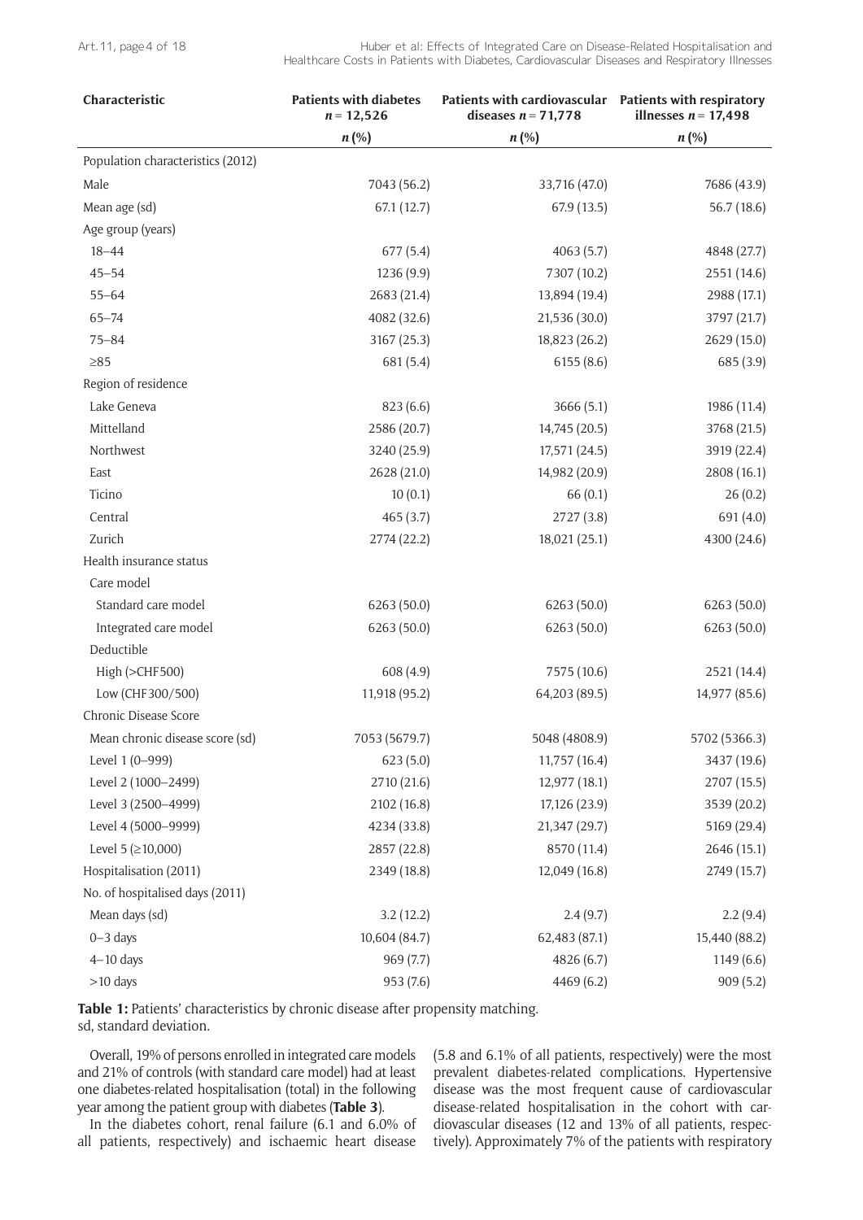| Characteristic | Patients with diabetes $n = 12{,}526$ | Patients with cardiovascular diseases $n = 71{,}778$ | Patients with respiratory illnesses $n = 17{,}498$ |
|---|---|---|---|
| | *n* (%) | *n* (%) | *n* (%) |
| Population characteristics (2012) | | | |
| Male | 7043 (56.2) | 33,716 (47.0) | 7686 (43.9) |
| Mean age (sd) | 67.1 (12.7) | 67.9 (13.5) | 56.7 (18.6) |
| Age group (years) | | | |
| 18–44 | 677 (5.4) | 4063 (5.7) | 4848 (27.7) |
| 45–54 | 1236 (9.9) | 7307 (10.2) | 2551 (14.6) |
| 55–64 | 2683 (21.4) | 13,894 (19.4) | 2988 (17.1) |
| 65–74 | 4082 (32.6) | 21,536 (30.0) | 3797 (21.7) |
| 75–84 | 3167 (25.3) | 18,823 (26.2) | 2629 (15.0) |
| ≥85 | 681 (5.4) | 6155 (8.6) | 685 (3.9) |
| Region of residence | | | |
| Lake Geneva | 823 (6.6) | 3666 (5.1) | 1986 (11.4) |
| Mittelland | 2586 (20.7) | 14,745 (20.5) | 3768 (21.5) |
| Northwest | 3240 (25.9) | 17,571 (24.5) | 3919 (22.4) |
| East | 2628 (21.0) | 14,982 (20.9) | 2808 (16.1) |
| Ticino | 10 (0.1) | 66 (0.1) | 26 (0.2) |
| Central | 465 (3.7) | 2727 (3.8) | 691 (4.0) |
| Zurich | 2774 (22.2) | 18,021 (25.1) | 4300 (24.6) |
| Health insurance status | | | |
| Care model | | | |
| Standard care model | 6263 (50.0) | 6263 (50.0) | 6263 (50.0) |
| Integrated care model | 6263 (50.0) | 6263 (50.0) | 6263 (50.0) |
| Deductible | | | |
| High (>CHF500) | 608 (4.9) | 7575 (10.6) | 2521 (14.4) |
| Low (CHF300/500) | 11,918 (95.2) | 64,203 (89.5) | 14,977 (85.6) |
| Chronic Disease Score | | | |
| Mean chronic disease score (sd) | 7053 (5679.7) | 5048 (4808.9) | 5702 (5366.3) |
| Level 1 (0–999) | 623 (5.0) | 11,757 (16.4) | 3437 (19.6) |
| Level 2 (1000–2499) | 2710 (21.6) | 12,977 (18.1) | 2707 (15.5) |
| Level 3 (2500–4999) | 2102 (16.8) | 17,126 (23.9) | 3539 (20.2) |
| Level 4 (5000–9999) | 4234 (33.8) | 21,347 (29.7) | 5169 (29.4) |
| Level 5 (≥10,000) | 2857 (22.8) | 8570 (11.4) | 2646 (15.1) |
| Hospitalisation (2011) | 2349 (18.8) | 12,049 (16.8) | 2749 (15.7) |
| No. of hospitalised days (2011) | | | |
| Mean days (sd) | 3.2 (12.2) | 2.4 (9.7) | 2.2 (9.4) |
| 0–3 days | 10,604 (84.7) | 62,483 (87.1) | 15,440 (88.2) |
| 4–10 days | 969 (7.7) | 4826 (6.7) | 1149 (6.6) |
| >10 days | 953 (7.6) | 4469 (6.2) | 909 (5.2) |

**Table 1:** Patients' characteristics by chronic disease after propensity matching.
sd, standard deviation.

Overall, 19% of persons enrolled in integrated care models and 21% of controls (with standard care model) had at least one diabetes-related hospitalisation (total) in the following year among the patient group with diabetes (**Table 3**).

In the diabetes cohort, renal failure (6.1 and 6.0% of all patients, respectively) and ischaemic heart disease (5.8 and 6.1% of all patients, respectively) were the most prevalent diabetes-related complications. Hypertensive disease was the most frequent cause of cardiovascular disease-related hospitalisation in the cohort with cardiovascular diseases (12 and 13% of all patients, respectively). Approximately 7% of the patients with respiratory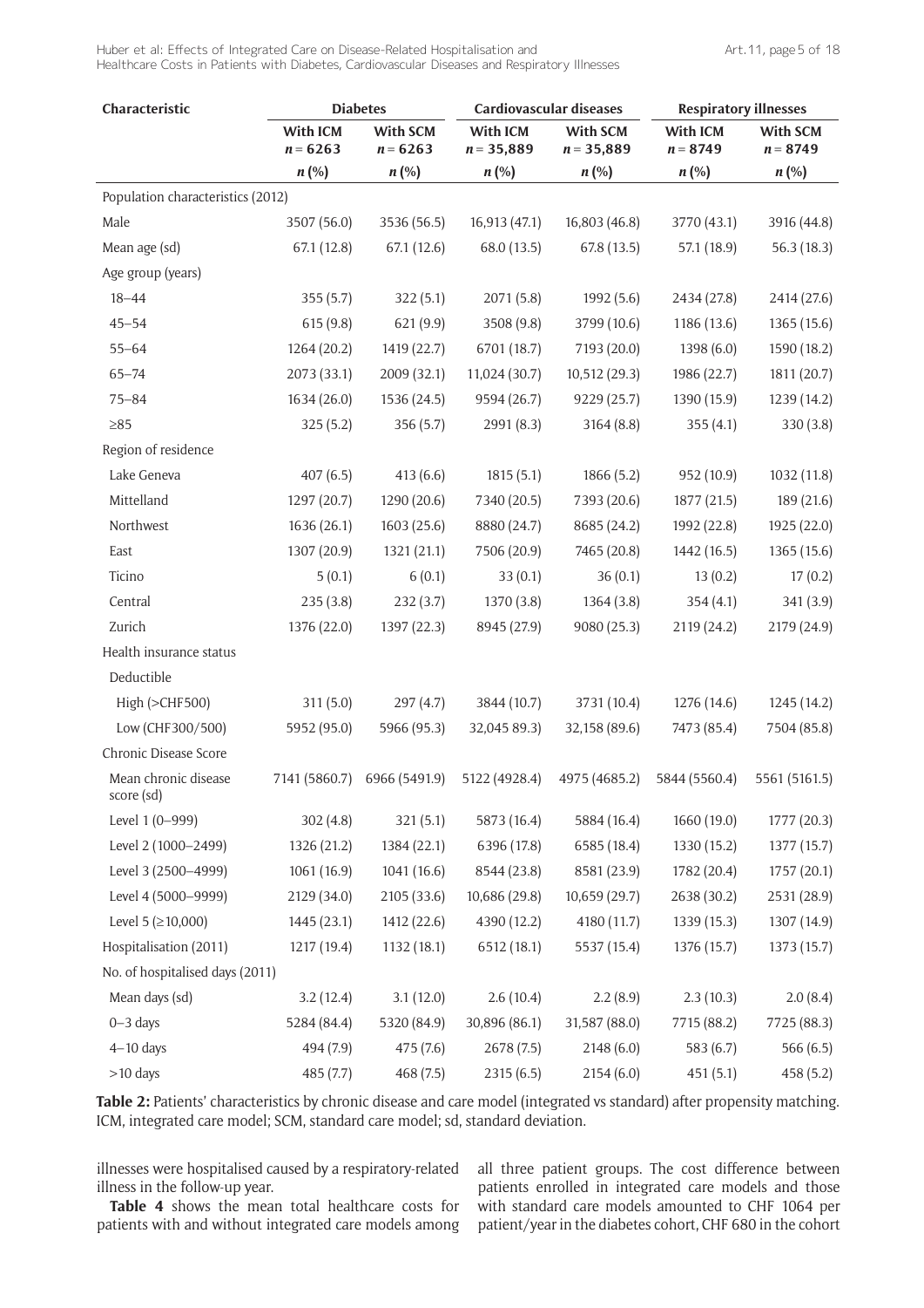| Characteristic | Diabetes | | Cardiovascular diseases | | Respiratory illnesses | |
|---|---|---|---|---|---|---|
| | With ICM $n = 6263$ | With SCM $n = 6263$ | With ICM $n = 35,889$ | With SCM $n = 35,889$ | With ICM $n = 8749$ | With SCM $n = 8749$ |
| | *n* (%) | *n* (%) | *n* (%) | *n* (%) | *n* (%) | *n* (%) |
| Population characteristics (2012) | | | | | | |
| Male | 3507 (56.0) | 3536 (56.5) | 16,913 (47.1) | 16,803 (46.8) | 3770 (43.1) | 3916 (44.8) |
| Mean age (sd) | 67.1 (12.8) | 67.1 (12.6) | 68.0 (13.5) | 67.8 (13.5) | 57.1 (18.9) | 56.3 (18.3) |
| Age group (years) | | | | | | |
| 18–44 | 355 (5.7) | 322 (5.1) | 2071 (5.8) | 1992 (5.6) | 2434 (27.8) | 2414 (27.6) |
| 45–54 | 615 (9.8) | 621 (9.9) | 3508 (9.8) | 3799 (10.6) | 1186 (13.6) | 1365 (15.6) |
| 55–64 | 1264 (20.2) | 1419 (22.7) | 6701 (18.7) | 7193 (20.0) | 1398 (6.0) | 1590 (18.2) |
| 65–74 | 2073 (33.1) | 2009 (32.1) | 11,024 (30.7) | 10,512 (29.3) | 1986 (22.7) | 1811 (20.7) |
| 75–84 | 1634 (26.0) | 1536 (24.5) | 9594 (26.7) | 9229 (25.7) | 1390 (15.9) | 1239 (14.2) |
| ≥85 | 325 (5.2) | 356 (5.7) | 2991 (8.3) | 3164 (8.8) | 355 (4.1) | 330 (3.8) |
| Region of residence | | | | | | |
| Lake Geneva | 407 (6.5) | 413 (6.6) | 1815 (5.1) | 1866 (5.2) | 952 (10.9) | 1032 (11.8) |
| Mittelland | 1297 (20.7) | 1290 (20.6) | 7340 (20.5) | 7393 (20.6) | 1877 (21.5) | 189 (21.6) |
| Northwest | 1636 (26.1) | 1603 (25.6) | 8880 (24.7) | 8685 (24.2) | 1992 (22.8) | 1925 (22.0) |
| East | 1307 (20.9) | 1321 (21.1) | 7506 (20.9) | 7465 (20.8) | 1442 (16.5) | 1365 (15.6) |
| Ticino | 5 (0.1) | 6 (0.1) | 33 (0.1) | 36 (0.1) | 13 (0.2) | 17 (0.2) |
| Central | 235 (3.8) | 232 (3.7) | 1370 (3.8) | 1364 (3.8) | 354 (4.1) | 341 (3.9) |
| Zurich | 1376 (22.0) | 1397 (22.3) | 8945 (27.9) | 9080 (25.3) | 2119 (24.2) | 2179 (24.9) |
| Health insurance status | | | | | | |
| Deductible | | | | | | |
| High (>CHF500) | 311 (5.0) | 297 (4.7) | 3844 (10.7) | 3731 (10.4) | 1276 (14.6) | 1245 (14.2) |
| Low (CHF300/500) | 5952 (95.0) | 5966 (95.3) | 32,045 89.3) | 32,158 (89.6) | 7473 (85.4) | 7504 (85.8) |
| Chronic Disease Score | | | | | | |
| Mean chronic disease score (sd) | 7141 (5860.7) | 6966 (5491.9) | 5122 (4928.4) | 4975 (4685.2) | 5844 (5560.4) | 5561 (5161.5) |
| Level 1 (0–999) | 302 (4.8) | 321 (5.1) | 5873 (16.4) | 5884 (16.4) | 1660 (19.0) | 1777 (20.3) |
| Level 2 (1000–2499) | 1326 (21.2) | 1384 (22.1) | 6396 (17.8) | 6585 (18.4) | 1330 (15.2) | 1377 (15.7) |
| Level 3 (2500–4999) | 1061 (16.9) | 1041 (16.6) | 8544 (23.8) | 8581 (23.9) | 1782 (20.4) | 1757 (20.1) |
| Level 4 (5000–9999) | 2129 (34.0) | 2105 (33.6) | 10,686 (29.8) | 10,659 (29.7) | 2638 (30.2) | 2531 (28.9) |
| Level 5 (≥10,000) | 1445 (23.1) | 1412 (22.6) | 4390 (12.2) | 4180 (11.7) | 1339 (15.3) | 1307 (14.9) |
| Hospitalisation (2011) | 1217 (19.4) | 1132 (18.1) | 6512 (18.1) | 5537 (15.4) | 1376 (15.7) | 1373 (15.7) |
| No. of hospitalised days (2011) | | | | | | |
| Mean days (sd) | 3.2 (12.4) | 3.1 (12.0) | 2.6 (10.4) | 2.2 (8.9) | 2.3 (10.3) | 2.0 (8.4) |
| 0–3 days | 5284 (84.4) | 5320 (84.9) | 30,896 (86.1) | 31,587 (88.0) | 7715 (88.2) | 7725 (88.3) |
| 4–10 days | 494 (7.9) | 475 (7.6) | 2678 (7.5) | 2148 (6.0) | 583 (6.7) | 566 (6.5) |
| >10 days | 485 (7.7) | 468 (7.5) | 2315 (6.5) | 2154 (6.0) | 451 (5.1) | 458 (5.2) |

**Table 2:** Patients' characteristics by chronic disease and care model (integrated vs standard) after propensity matching. ICM, integrated care model; SCM, standard care model; sd, standard deviation.

illnesses were hospitalised caused by a respiratory-related illness in the follow-up year.

**Table 4** shows the mean total healthcare costs for patients with and without integrated care models among all three patient groups. The cost difference between patients enrolled in integrated care models and those with standard care models amounted to CHF 1064 per patient/year in the diabetes cohort, CHF 680 in the cohort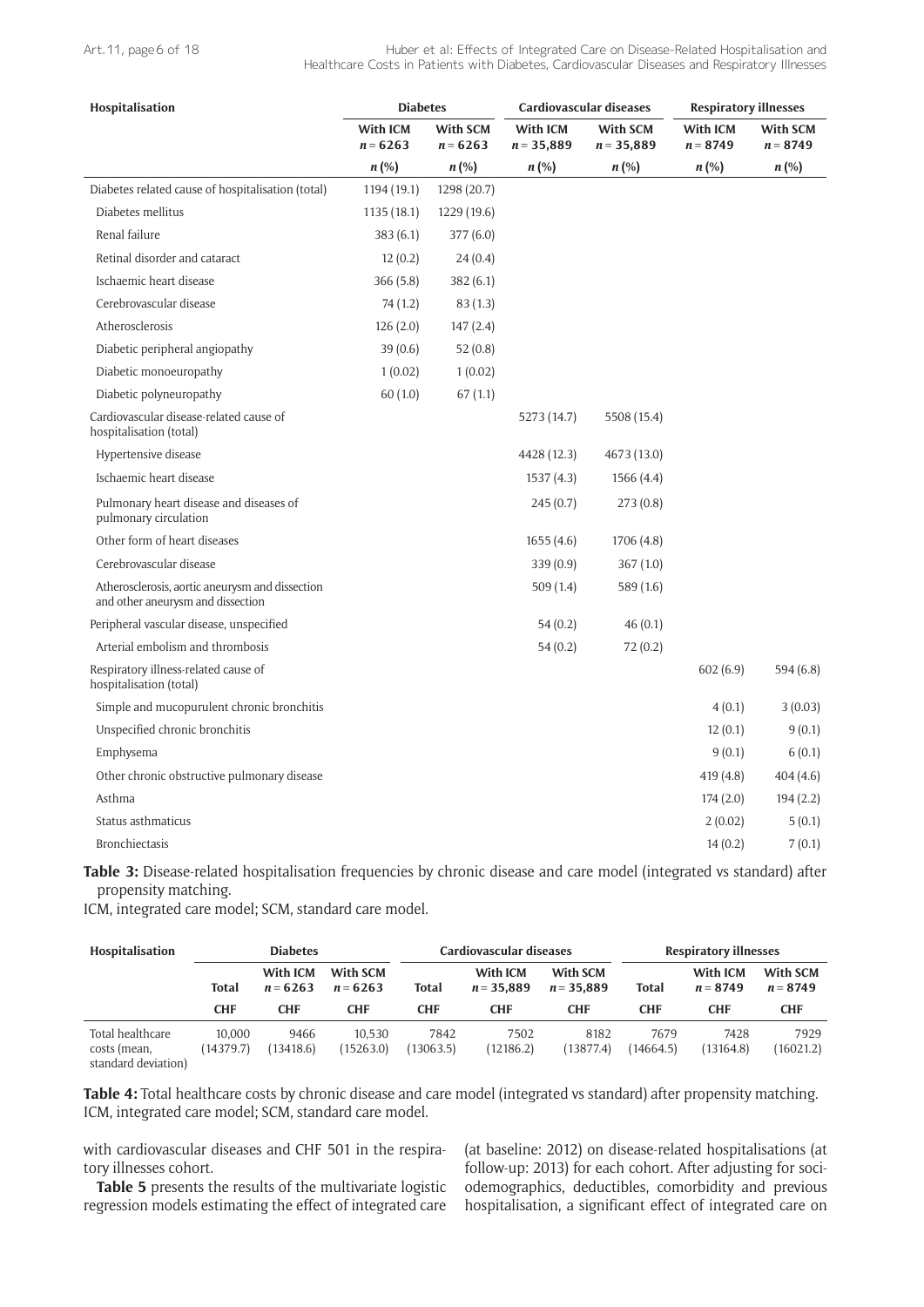| Hospitalisation | Diabetes | | Cardiovascular diseases | | Respiratory illnesses | |
|---|---|---|---|---|---|---|
| | With ICM $n = 6263$ | With SCM $n = 6263$ | With ICM $n = 35{,}889$ | With SCM $n = 35{,}889$ | With ICM $n = 8749$ | With SCM $n = 8749$ |
| | $n$ (%) | $n$ (%) | $n$ (%) | $n$ (%) | $n$ (%) | $n$ (%) |
| Diabetes related cause of hospitalisation (total) | 1194 (19.1) | 1298 (20.7) | | | | |
| Diabetes mellitus | 1135 (18.1) | 1229 (19.6) | | | | |
| Renal failure | 383 (6.1) | 377 (6.0) | | | | |
| Retinal disorder and cataract | 12 (0.2) | 24 (0.4) | | | | |
| Ischaemic heart disease | 366 (5.8) | 382 (6.1) | | | | |
| Cerebrovascular disease | 74 (1.2) | 83 (1.3) | | | | |
| Atherosclerosis | 126 (2.0) | 147 (2.4) | | | | |
| Diabetic peripheral angiopathy | 39 (0.6) | 52 (0.8) | | | | |
| Diabetic monoeuropathy | 1 (0.02) | 1 (0.02) | | | | |
| Diabetic polyneuropathy | 60 (1.0) | 67 (1.1) | | | | |
| Cardiovascular disease-related cause of hospitalisation (total) | | | 5273 (14.7) | 5508 (15.4) | | |
| Hypertensive disease | | | 4428 (12.3) | 4673 (13.0) | | |
| Ischaemic heart disease | | | 1537 (4.3) | 1566 (4.4) | | |
| Pulmonary heart disease and diseases of pulmonary circulation | | | 245 (0.7) | 273 (0.8) | | |
| Other form of heart diseases | | | 1655 (4.6) | 1706 (4.8) | | |
| Cerebrovascular disease | | | 339 (0.9) | 367 (1.0) | | |
| Atherosclerosis, aortic aneurysm and dissection and other aneurysm and dissection | | | 509 (1.4) | 589 (1.6) | | |
| Peripheral vascular disease, unspecified | | | 54 (0.2) | 46 (0.1) | | |
| Arterial embolism and thrombosis | | | 54 (0.2) | 72 (0.2) | | |
| Respiratory illness-related cause of hospitalisation (total) | | | | | 602 (6.9) | 594 (6.8) |
| Simple and mucopurulent chronic bronchitis | | | | | 4 (0.1) | 3 (0.03) |
| Unspecified chronic bronchitis | | | | | 12 (0.1) | 9 (0.1) |
| Emphysema | | | | | 9 (0.1) | 6 (0.1) |
| Other chronic obstructive pulmonary disease | | | | | 419 (4.8) | 404 (4.6) |
| Asthma | | | | | 174 (2.0) | 194 (2.2) |
| Status asthmaticus | | | | | 2 (0.02) | 5 (0.1) |
| Bronchiectasis | | | | | 14 (0.2) | 7 (0.1) |

**Table 3:** Disease-related hospitalisation frequencies by chronic disease and care model (integrated vs standard) after propensity matching.
ICM, integrated care model; SCM, standard care model.

| Hospitalisation | Diabetes | | | Cardiovascular diseases | | | Respiratory illnesses | | |
|---|---|---|---|---|---|---|---|---|---|
| | Total | With ICM $n = 6263$ | With SCM $n = 6263$ | Total | With ICM $n = 35{,}889$ | With SCM $n = 35{,}889$ | Total | With ICM $n = 8749$ | With SCM $n = 8749$ |
| | CHF | CHF | CHF | CHF | CHF | CHF | CHF | CHF | CHF |
| Total healthcare costs (mean, standard deviation) | 10,000 (14379.7) | 9466 (13418.6) | 10,530 (15263.0) | 7842 (13063.5) | 7502 (12186.2) | 8182 (13877.4) | 7679 (14664.5) | 7428 (13164.8) | 7929 (16021.2) |

**Table 4:** Total healthcare costs by chronic disease and care model (integrated vs standard) after propensity matching.
ICM, integrated care model; SCM, standard care model.

with cardiovascular diseases and CHF 501 in the respiratory illnesses cohort.

**Table 5** presents the results of the multivariate logistic regression models estimating the effect of integrated care (at baseline: 2012) on disease-related hospitalisations (at follow-up: 2013) for each cohort. After adjusting for sociodemographics, deductibles, comorbidity and previous hospitalisation, a significant effect of integrated care on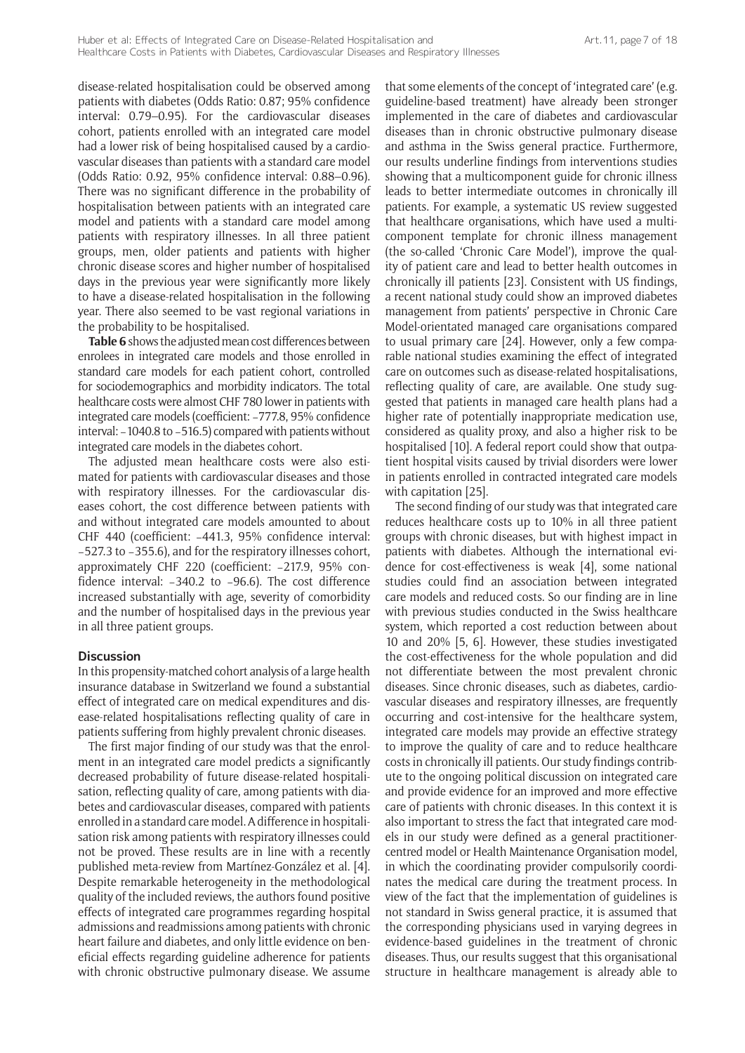disease-related hospitalisation could be observed among patients with diabetes (Odds Ratio: 0.87; 95% confidence interval: 0.79–0.95). For the cardiovascular diseases cohort, patients enrolled with an integrated care model had a lower risk of being hospitalised caused by a cardiovascular diseases than patients with a standard care model (Odds Ratio: 0.92, 95% confidence interval: 0.88–0.96). There was no significant difference in the probability of hospitalisation between patients with an integrated care model and patients with a standard care model among patients with respiratory illnesses. In all three patient groups, men, older patients and patients with higher chronic disease scores and higher number of hospitalised days in the previous year were significantly more likely to have a disease-related hospitalisation in the following year. There also seemed to be vast regional variations in the probability to be hospitalised.

**Table 6** shows the adjusted mean cost differences between enrolees in integrated care models and those enrolled in standard care models for each patient cohort, controlled for sociodemographics and morbidity indicators. The total healthcare costs were almost CHF 780 lower in patients with integrated care models (coefficient: –777.8, 95% confidence interval: –1040.8 to –516.5) compared with patients without integrated care models in the diabetes cohort.

The adjusted mean healthcare costs were also estimated for patients with cardiovascular diseases and those with respiratory illnesses. For the cardiovascular diseases cohort, the cost difference between patients with and without integrated care models amounted to about CHF 440 (coefficient: –441.3, 95% confidence interval: –527.3 to –355.6), and for the respiratory illnesses cohort, approximately CHF 220 (coefficient: –217.9, 95% confidence interval: –340.2 to –96.6). The cost difference increased substantially with age, severity of comorbidity and the number of hospitalised days in the previous year in all three patient groups.

## Discussion

In this propensity-matched cohort analysis of a large health insurance database in Switzerland we found a substantial effect of integrated care on medical expenditures and disease-related hospitalisations reflecting quality of care in patients suffering from highly prevalent chronic diseases.

The first major finding of our study was that the enrolment in an integrated care model predicts a significantly decreased probability of future disease-related hospitalisation, reflecting quality of care, among patients with diabetes and cardiovascular diseases, compared with patients enrolled in a standard care model. A difference in hospitalisation risk among patients with respiratory illnesses could not be proved. These results are in line with a recently published meta-review from Martínez-González et al. [4]. Despite remarkable heterogeneity in the methodological quality of the included reviews, the authors found positive effects of integrated care programmes regarding hospital admissions and readmissions among patients with chronic heart failure and diabetes, and only little evidence on beneficial effects regarding guideline adherence for patients with chronic obstructive pulmonary disease. We assume that some elements of the concept of 'integrated care' (e.g. guideline-based treatment) have already been stronger implemented in the care of diabetes and cardiovascular diseases than in chronic obstructive pulmonary disease and asthma in the Swiss general practice. Furthermore, our results underline findings from interventions studies showing that a multicomponent guide for chronic illness leads to better intermediate outcomes in chronically ill patients. For example, a systematic US review suggested that healthcare organisations, which have used a multicomponent template for chronic illness management (the so-called 'Chronic Care Model'), improve the quality of patient care and lead to better health outcomes in chronically ill patients [23]. Consistent with US findings, a recent national study could show an improved diabetes management from patients' perspective in Chronic Care Model-orientated managed care organisations compared to usual primary care [24]. However, only a few comparable national studies examining the effect of integrated care on outcomes such as disease-related hospitalisations, reflecting quality of care, are available. One study suggested that patients in managed care health plans had a higher rate of potentially inappropriate medication use, considered as quality proxy, and also a higher risk to be hospitalised [10]. A federal report could show that outpatient hospital visits caused by trivial disorders were lower in patients enrolled in contracted integrated care models with capitation [25].

The second finding of our study was that integrated care reduces healthcare costs up to 10% in all three patient groups with chronic diseases, but with highest impact in patients with diabetes. Although the international evidence for cost-effectiveness is weak [4], some national studies could find an association between integrated care models and reduced costs. So our finding are in line with previous studies conducted in the Swiss healthcare system, which reported a cost reduction between about 10 and 20% [5, 6]. However, these studies investigated the cost-effectiveness for the whole population and did not differentiate between the most prevalent chronic diseases. Since chronic diseases, such as diabetes, cardiovascular diseases and respiratory illnesses, are frequently occurring and cost-intensive for the healthcare system, integrated care models may provide an effective strategy to improve the quality of care and to reduce healthcare costs in chronically ill patients. Our study findings contribute to the ongoing political discussion on integrated care and provide evidence for an improved and more effective care of patients with chronic diseases. In this context it is also important to stress the fact that integrated care models in our study were defined as a general practitioner-centred model or Health Maintenance Organisation model, in which the coordinating provider compulsorily coordinates the medical care during the treatment process. In view of the fact that the implementation of guidelines is not standard in Swiss general practice, it is assumed that the corresponding physicians used in varying degrees in evidence-based guidelines in the treatment of chronic diseases. Thus, our results suggest that this organisational structure in healthcare management is already able to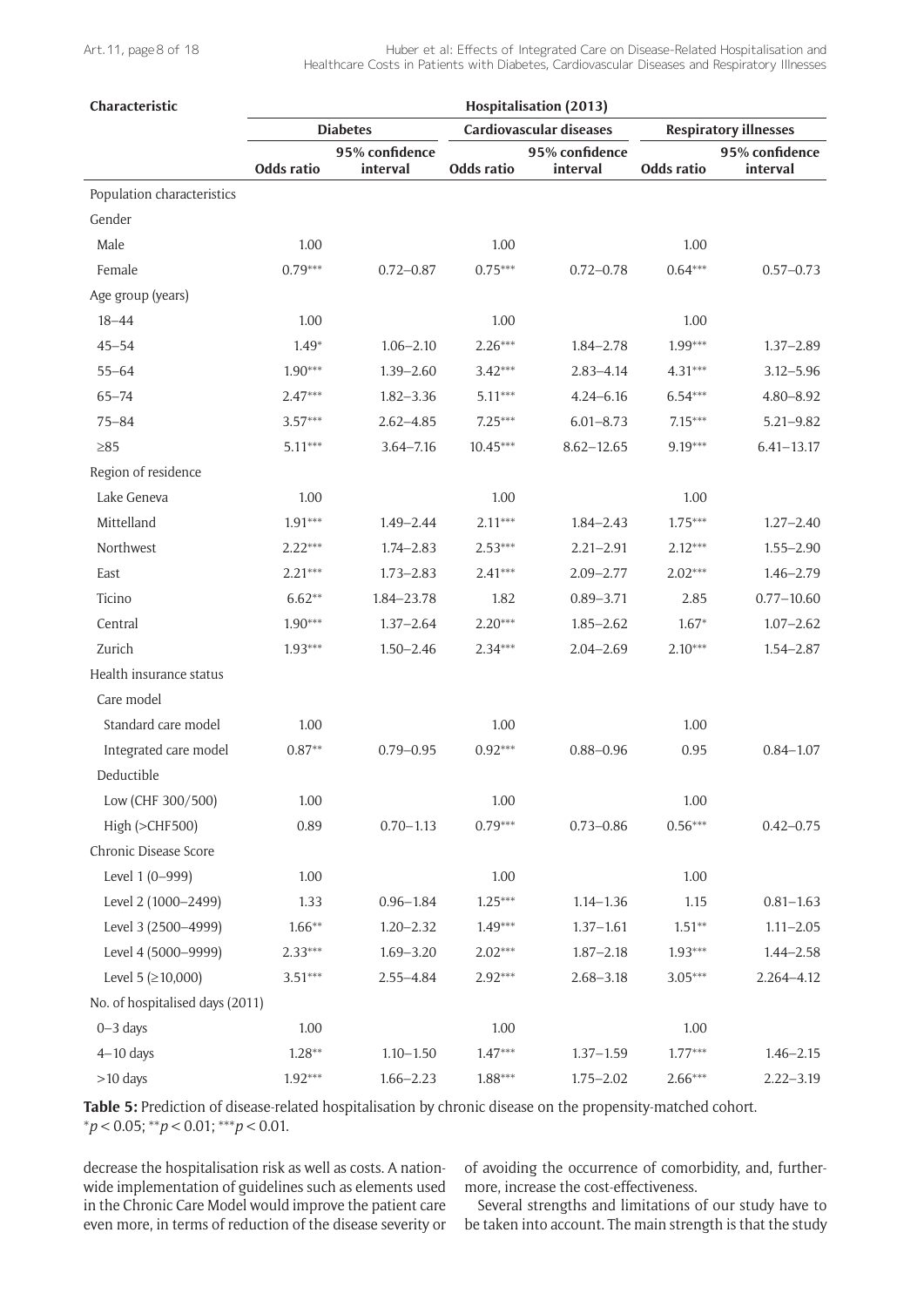| Characteristic | Hospitalisation (2013) | | | | | |
|---|---|---|---|---|---|---|
| | Diabetes | | Cardiovascular diseases | | Respiratory illnesses | |
| | Odds ratio | 95% confidence interval | Odds ratio | 95% confidence interval | Odds ratio | 95% confidence interval |
| Population characteristics | | | | | | |
| Gender | | | | | | |
| Male | 1.00 | | 1.00 | | 1.00 | |
| Female | 0.79*** | 0.72–0.87 | 0.75*** | 0.72–0.78 | 0.64*** | 0.57–0.73 |
| Age group (years) | | | | | | |
| 18–44 | 1.00 | | 1.00 | | 1.00 | |
| 45–54 | 1.49* | 1.06–2.10 | 2.26*** | 1.84–2.78 | 1.99*** | 1.37–2.89 |
| 55–64 | 1.90*** | 1.39–2.60 | 3.42*** | 2.83–4.14 | 4.31*** | 3.12–5.96 |
| 65–74 | 2.47*** | 1.82–3.36 | 5.11*** | 4.24–6.16 | 6.54*** | 4.80–8.92 |
| 75–84 | 3.57*** | 2.62–4.85 | 7.25*** | 6.01–8.73 | 7.15*** | 5.21–9.82 |
| ≥85 | 5.11*** | 3.64–7.16 | 10.45*** | 8.62–12.65 | 9.19*** | 6.41–13.17 |
| Region of residence | | | | | | |
| Lake Geneva | 1.00 | | 1.00 | | 1.00 | |
| Mittelland | 1.91*** | 1.49–2.44 | 2.11*** | 1.84–2.43 | 1.75*** | 1.27–2.40 |
| Northwest | 2.22*** | 1.74–2.83 | 2.53*** | 2.21–2.91 | 2.12*** | 1.55–2.90 |
| East | 2.21*** | 1.73–2.83 | 2.41*** | 2.09–2.77 | 2.02*** | 1.46–2.79 |
| Ticino | 6.62** | 1.84–23.78 | 1.82 | 0.89–3.71 | 2.85 | 0.77–10.60 |
| Central | 1.90*** | 1.37–2.64 | 2.20*** | 1.85–2.62 | 1.67* | 1.07–2.62 |
| Zurich | 1.93*** | 1.50–2.46 | 2.34*** | 2.04–2.69 | 2.10*** | 1.54–2.87 |
| Health insurance status | | | | | | |
| Care model | | | | | | |
| Standard care model | 1.00 | | 1.00 | | 1.00 | |
| Integrated care model | 0.87** | 0.79–0.95 | 0.92*** | 0.88–0.96 | 0.95 | 0.84–1.07 |
| Deductible | | | | | | |
| Low (CHF 300/500) | 1.00 | | 1.00 | | 1.00 | |
| High (>CHF500) | 0.89 | 0.70–1.13 | 0.79*** | 0.73–0.86 | 0.56*** | 0.42–0.75 |
| Chronic Disease Score | | | | | | |
| Level 1 (0–999) | 1.00 | | 1.00 | | 1.00 | |
| Level 2 (1000–2499) | 1.33 | 0.96–1.84 | 1.25*** | 1.14–1.36 | 1.15 | 0.81–1.63 |
| Level 3 (2500–4999) | 1.66** | 1.20–2.32 | 1.49*** | 1.37–1.61 | 1.51** | 1.11–2.05 |
| Level 4 (5000–9999) | 2.33*** | 1.69–3.20 | 2.02*** | 1.87–2.18 | 1.93*** | 1.44–2.58 |
| Level 5 (≥10,000) | 3.51*** | 2.55–4.84 | 2.92*** | 2.68–3.18 | 3.05*** | 2.264–4.12 |
| No. of hospitalised days (2011) | | | | | | |
| 0–3 days | 1.00 | | 1.00 | | 1.00 | |
| 4–10 days | 1.28** | 1.10–1.50 | 1.47*** | 1.37–1.59 | 1.77*** | 1.46–2.15 |
| >10 days | 1.92*** | 1.66–2.23 | 1.88*** | 1.75–2.02 | 2.66*** | 2.22–3.19 |

**Table 5:** Prediction of disease-related hospitalisation by chronic disease on the propensity-matched cohort.
*$p < 0.05$; **$p < 0.01$; ***$p < 0.01$.

decrease the hospitalisation risk as well as costs. A nationwide implementation of guidelines such as elements used in the Chronic Care Model would improve the patient care even more, in terms of reduction of the disease severity or of avoiding the occurrence of comorbidity, and, furthermore, increase the cost-effectiveness.

Several strengths and limitations of our study have to be taken into account. The main strength is that the study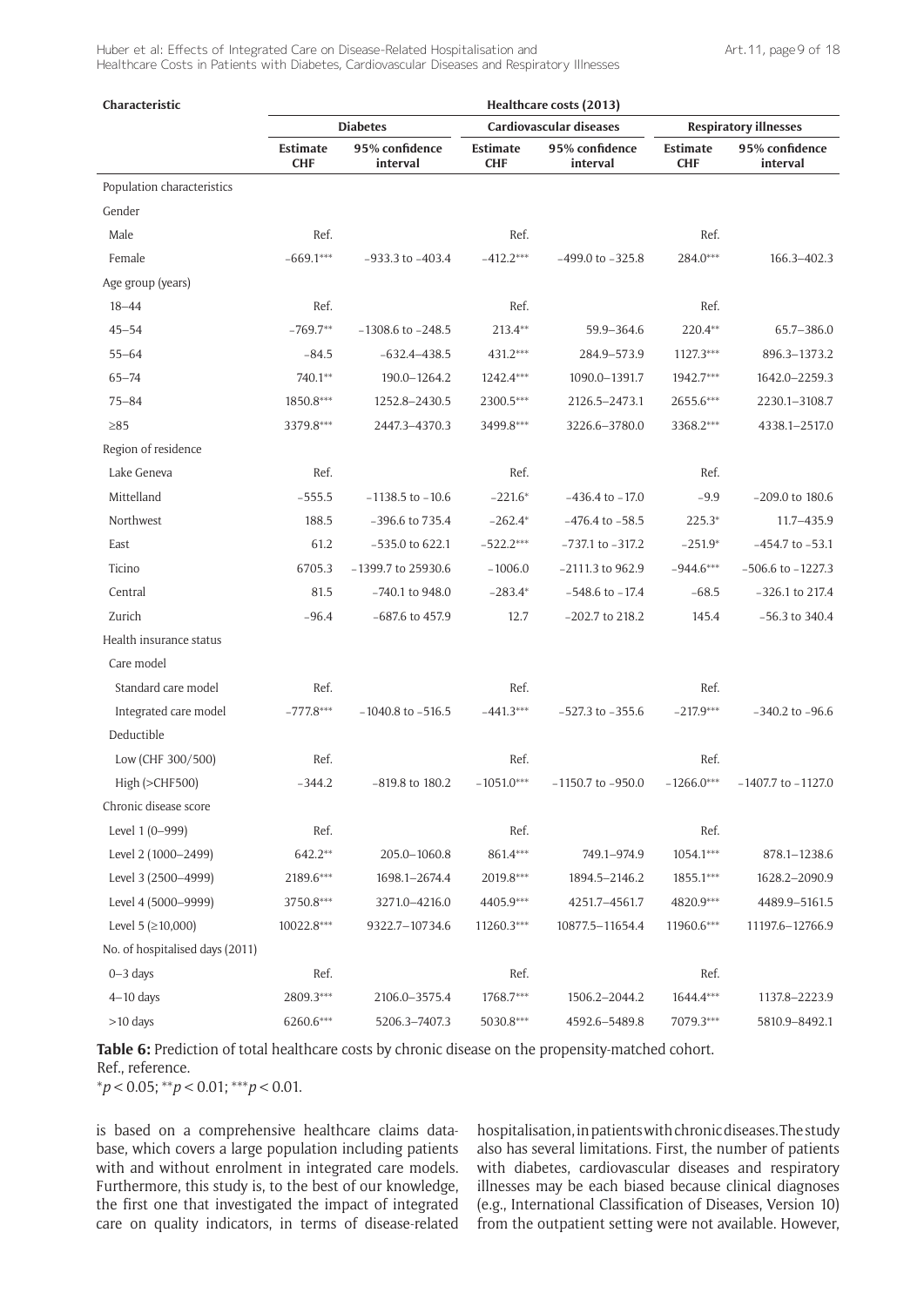| Characteristic | Healthcare costs (2013) | | | | | |
|---|---|---|---|---|---|---|
| | Diabetes | | Cardiovascular diseases | | Respiratory illnesses | |
| | Estimate CHF | 95% confidence interval | Estimate CHF | 95% confidence interval | Estimate CHF | 95% confidence interval |
| Population characteristics | | | | | | |
| Gender | | | | | | |
| Male | Ref. | | Ref. | | Ref. | |
| Female | −669.1*** | −933.3 to −403.4 | −412.2*** | −499.0 to −325.8 | 284.0*** | 166.3–402.3 |
| Age group (years) | | | | | | |
| 18–44 | Ref. | | Ref. | | Ref. | |
| 45–54 | −769.7** | −1308.6 to −248.5 | 213.4** | 59.9–364.6 | 220.4** | 65.7–386.0 |
| 55–64 | −84.5 | −632.4–438.5 | 431.2*** | 284.9–573.9 | 1127.3*** | 896.3–1373.2 |
| 65–74 | 740.1** | 190.0–1264.2 | 1242.4*** | 1090.0–1391.7 | 1942.7*** | 1642.0–2259.3 |
| 75–84 | 1850.8*** | 1252.8–2430.5 | 2300.5*** | 2126.5–2473.1 | 2655.6*** | 2230.1–3108.7 |
| ≥85 | 3379.8*** | 2447.3–4370.3 | 3499.8*** | 3226.6–3780.0 | 3368.2*** | 4338.1–2517.0 |
| Region of residence | | | | | | |
| Lake Geneva | Ref. | | Ref. | | Ref. | |
| Mittelland | −555.5 | −1138.5 to −10.6 | −221.6* | −436.4 to −17.0 | −9.9 | −209.0 to 180.6 |
| Northwest | 188.5 | −396.6 to 735.4 | −262.4* | −476.4 to −58.5 | 225.3* | 11.7–435.9 |
| East | 61.2 | −535.0 to 622.1 | −522.2*** | −737.1 to −317.2 | −251.9* | −454.7 to −53.1 |
| Ticino | 6705.3 | −1399.7 to 25930.6 | −1006.0 | −2111.3 to 962.9 | −944.6*** | −506.6 to −1227.3 |
| Central | 81.5 | −740.1 to 948.0 | −283.4* | −548.6 to −17.4 | −68.5 | −326.1 to 217.4 |
| Zurich | −96.4 | −687.6 to 457.9 | 12.7 | −202.7 to 218.2 | 145.4 | −56.3 to 340.4 |
| Health insurance status | | | | | | |
| Care model | | | | | | |
| Standard care model | Ref. | | Ref. | | Ref. | |
| Integrated care model | −777.8*** | −1040.8 to −516.5 | −441.3*** | −527.3 to −355.6 | −217.9*** | −340.2 to −96.6 |
| Deductible | | | | | | |
| Low (CHF 300/500) | Ref. | | Ref. | | Ref. | |
| High (>CHF500) | −344.2 | −819.8 to 180.2 | −1051.0*** | −1150.7 to −950.0 | −1266.0*** | −1407.7 to −1127.0 |
| Chronic disease score | | | | | | |
| Level 1 (0–999) | Ref. | | Ref. | | Ref. | |
| Level 2 (1000–2499) | 642.2** | 205.0–1060.8 | 861.4*** | 749.1–974.9 | 1054.1*** | 878.1–1238.6 |
| Level 3 (2500–4999) | 2189.6*** | 1698.1–2674.4 | 2019.8*** | 1894.5–2146.2 | 1855.1*** | 1628.2–2090.9 |
| Level 4 (5000–9999) | 3750.8*** | 3271.0–4216.0 | 4405.9*** | 4251.7–4561.7 | 4820.9*** | 4489.9–5161.5 |
| Level 5 (≥10,000) | 10022.8*** | 9322.7–10734.6 | 11260.3*** | 10877.5–11654.4 | 11960.6*** | 11197.6–12766.9 |
| No. of hospitalised days (2011) | | | | | | |
| 0–3 days | Ref. | | Ref. | | Ref. | |
| 4–10 days | 2809.3*** | 2106.0–3575.4 | 1768.7*** | 1506.2–2044.2 | 1644.4*** | 1137.8–2223.9 |
| >10 days | 6260.6*** | 5206.3–7407.3 | 5030.8*** | 4592.6–5489.8 | 7079.3*** | 5810.9–8492.1 |

**Table 6:** Prediction of total healthcare costs by chronic disease on the propensity-matched cohort.
Ref., reference.
*$p < 0.05$; **$p < 0.01$; ***$p < 0.01$.

is based on a comprehensive healthcare claims database, which covers a large population including patients with and without enrolment in integrated care models. Furthermore, this study is, to the best of our knowledge, the first one that investigated the impact of integrated care on quality indicators, in terms of disease-related hospitalisation, in patients with chronic diseases. The study also has several limitations. First, the number of patients with diabetes, cardiovascular diseases and respiratory illnesses may be each biased because clinical diagnoses (e.g., International Classification of Diseases, Version 10) from the outpatient setting were not available. However,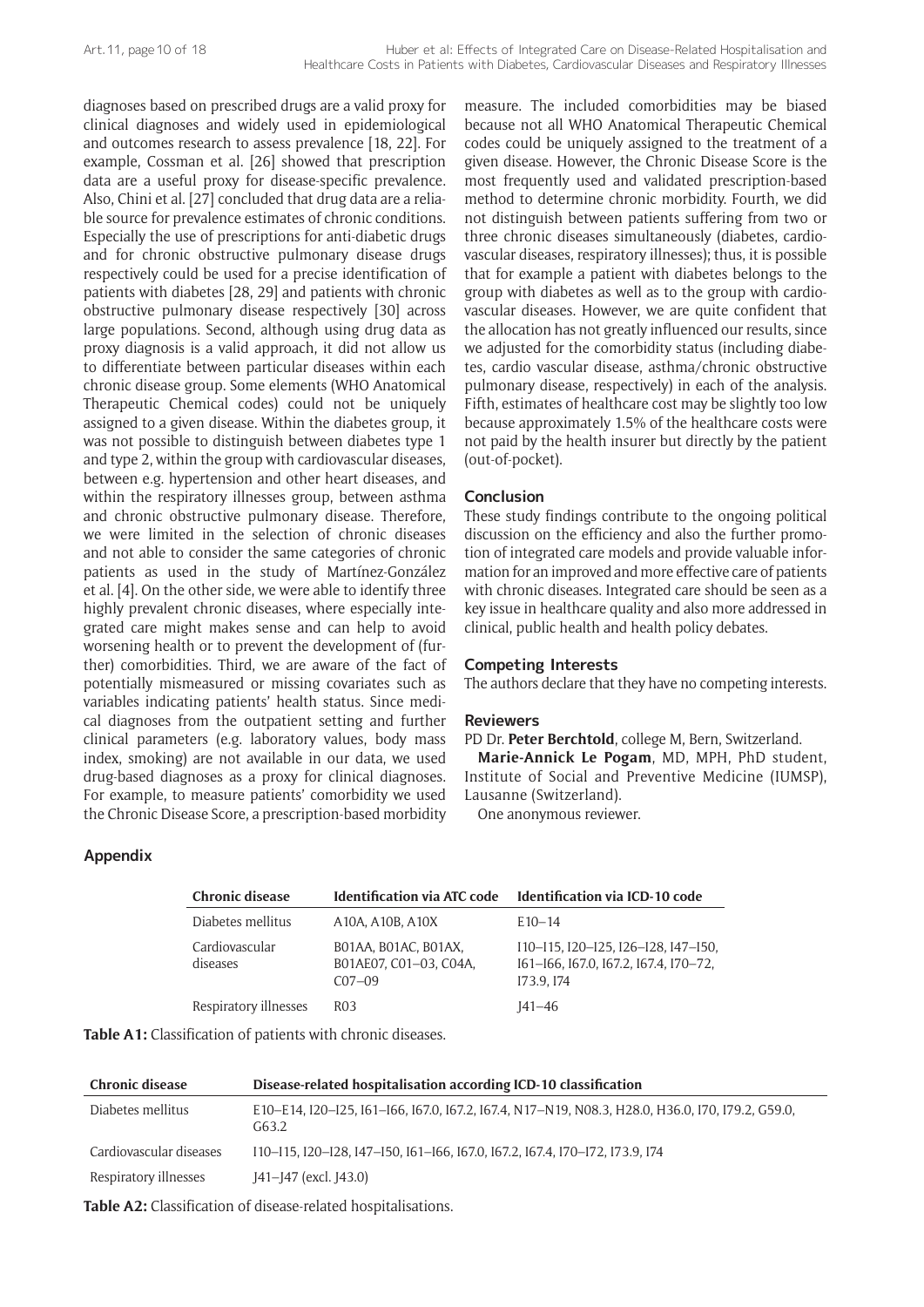diagnoses based on prescribed drugs are a valid proxy for clinical diagnoses and widely used in epidemiological and outcomes research to assess prevalence [18, 22]. For example, Cossman et al. [26] showed that prescription data are a useful proxy for disease-specific prevalence. Also, Chini et al. [27] concluded that drug data are a reliable source for prevalence estimates of chronic conditions. Especially the use of prescriptions for anti-diabetic drugs and for chronic obstructive pulmonary disease drugs respectively could be used for a precise identification of patients with diabetes [28, 29] and patients with chronic obstructive pulmonary disease respectively [30] across large populations. Second, although using drug data as proxy diagnosis is a valid approach, it did not allow us to differentiate between particular diseases within each chronic disease group. Some elements (WHO Anatomical Therapeutic Chemical codes) could not be uniquely assigned to a given disease. Within the diabetes group, it was not possible to distinguish between diabetes type 1 and type 2, within the group with cardiovascular diseases, between e.g. hypertension and other heart diseases, and within the respiratory illnesses group, between asthma and chronic obstructive pulmonary disease. Therefore, we were limited in the selection of chronic diseases and not able to consider the same categories of chronic patients as used in the study of Martínez-González et al. [4]. On the other side, we were able to identify three highly prevalent chronic diseases, where especially integrated care might makes sense and can help to avoid worsening health or to prevent the development of (further) comorbidities. Third, we are aware of the fact of potentially mismeasured or missing covariates such as variables indicating patients' health status. Since medical diagnoses from the outpatient setting and further clinical parameters (e.g. laboratory values, body mass index, smoking) are not available in our data, we used drug-based diagnoses as a proxy for clinical diagnoses. For example, to measure patients' comorbidity we used the Chronic Disease Score, a prescription-based morbidity measure. The included comorbidities may be biased because not all WHO Anatomical Therapeutic Chemical codes could be uniquely assigned to the treatment of a given disease. However, the Chronic Disease Score is the most frequently used and validated prescription-based method to determine chronic morbidity. Fourth, we did not distinguish between patients suffering from two or three chronic diseases simultaneously (diabetes, cardiovascular diseases, respiratory illnesses); thus, it is possible that for example a patient with diabetes belongs to the group with diabetes as well as to the group with cardiovascular diseases. However, we are quite confident that the allocation has not greatly influenced our results, since we adjusted for the comorbidity status (including diabetes, cardio vascular disease, asthma/chronic obstructive pulmonary disease, respectively) in each of the analysis. Fifth, estimates of healthcare cost may be slightly too low because approximately 1.5% of the healthcare costs were not paid by the health insurer but directly by the patient (out-of-pocket).

## Conclusion

These study findings contribute to the ongoing political discussion on the efficiency and also the further promotion of integrated care models and provide valuable information for an improved and more effective care of patients with chronic diseases. Integrated care should be seen as a key issue in healthcare quality and also more addressed in clinical, public health and health policy debates.

## Competing Interests

The authors declare that they have no competing interests.

## Reviewers

PD Dr. **Peter Berchtold**, college M, Bern, Switzerland.

**Marie-Annick Le Pogam**, MD, MPH, PhD student, Institute of Social and Preventive Medicine (IUMSP), Lausanne (Switzerland).

One anonymous reviewer.

## Appendix

| Chronic disease | Identification via ATC code | Identification via ICD-10 code |
|---|---|---|
| Diabetes mellitus | A10A, A10B, A10X | E10–14 |
| Cardiovascular diseases | B01AA, B01AC, B01AX, B01AE07, C01–03, C04A, C07–09 | I10–I15, I20–I25, I26–I28, I47–I50, I61–I66, I67.0, I67.2, I67.4, I70–72, I73.9, I74 |
| Respiratory illnesses | R03 | J41–46 |

**Table A1:** Classification of patients with chronic diseases.

| Chronic disease | Disease-related hospitalisation according ICD-10 classification |
|---|---|
| Diabetes mellitus | E10–E14, I20–I25, I61–I66, I67.0, I67.2, I67.4, N17–N19, N08.3, H28.0, H36.0, I70, I79.2, G59.0, G63.2 |
| Cardiovascular diseases | I10–I15, I20–I28, I47–I50, I61–I66, I67.0, I67.2, I67.4, I70–I72, I73.9, I74 |
| Respiratory illnesses | J41–J47 (excl. J43.0) |

**Table A2:** Classification of disease-related hospitalisations.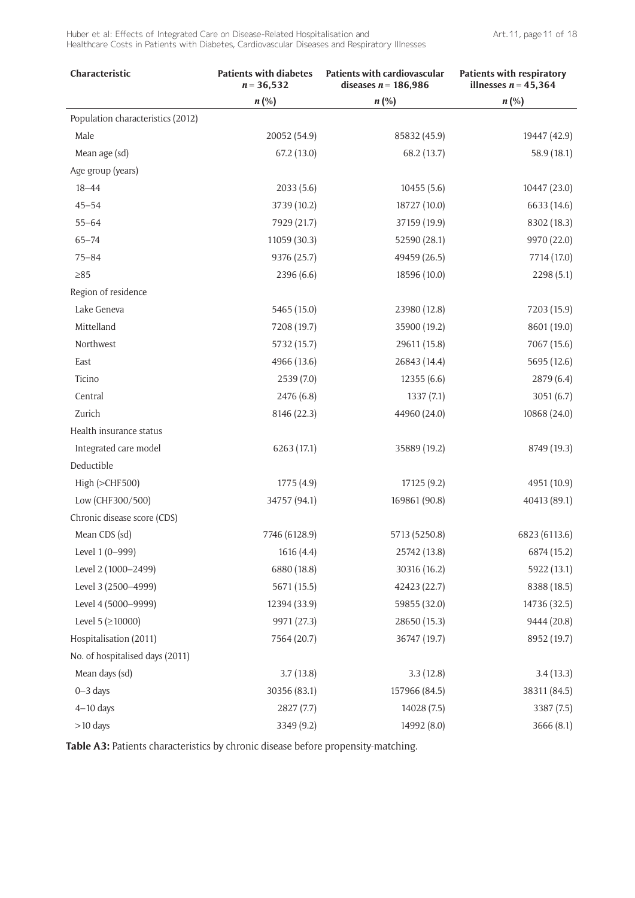| Characteristic | Patients with diabetes n = 36,532 | Patients with cardiovascular diseases n = 186,986 | Patients with respiratory illnesses n = 45,364 |
|---|---|---|---|
| | n (%) | n (%) | n (%) |
| Population characteristics (2012) | | | |
| Male | 20052 (54.9) | 85832 (45.9) | 19447 (42.9) |
| Mean age (sd) | 67.2 (13.0) | 68.2 (13.7) | 58.9 (18.1) |
| Age group (years) | | | |
| 18–44 | 2033 (5.6) | 10455 (5.6) | 10447 (23.0) |
| 45–54 | 3739 (10.2) | 18727 (10.0) | 6633 (14.6) |
| 55–64 | 7929 (21.7) | 37159 (19.9) | 8302 (18.3) |
| 65–74 | 11059 (30.3) | 52590 (28.1) | 9970 (22.0) |
| 75–84 | 9376 (25.7) | 49459 (26.5) | 7714 (17.0) |
| ≥85 | 2396 (6.6) | 18596 (10.0) | 2298 (5.1) |
| Region of residence | | | |
| Lake Geneva | 5465 (15.0) | 23980 (12.8) | 7203 (15.9) |
| Mittelland | 7208 (19.7) | 35900 (19.2) | 8601 (19.0) |
| Northwest | 5732 (15.7) | 29611 (15.8) | 7067 (15.6) |
| East | 4966 (13.6) | 26843 (14.4) | 5695 (12.6) |
| Ticino | 2539 (7.0) | 12355 (6.6) | 2879 (6.4) |
| Central | 2476 (6.8) | 1337 (7.1) | 3051 (6.7) |
| Zurich | 8146 (22.3) | 44960 (24.0) | 10868 (24.0) |
| Health insurance status | | | |
| Integrated care model | 6263 (17.1) | 35889 (19.2) | 8749 (19.3) |
| Deductible | | | |
| High (>CHF500) | 1775 (4.9) | 17125 (9.2) | 4951 (10.9) |
| Low (CHF300/500) | 34757 (94.1) | 169861 (90.8) | 40413 (89.1) |
| Chronic disease score (CDS) | | | |
| Mean CDS (sd) | 7746 (6128.9) | 5713 (5250.8) | 6823 (6113.6) |
| Level 1 (0–999) | 1616 (4.4) | 25742 (13.8) | 6874 (15.2) |
| Level 2 (1000–2499) | 6880 (18.8) | 30316 (16.2) | 5922 (13.1) |
| Level 3 (2500–4999) | 5671 (15.5) | 42423 (22.7) | 8388 (18.5) |
| Level 4 (5000–9999) | 12394 (33.9) | 59855 (32.0) | 14736 (32.5) |
| Level 5 (≥10000) | 9971 (27.3) | 28650 (15.3) | 9444 (20.8) |
| Hospitalisation (2011) | 7564 (20.7) | 36747 (19.7) | 8952 (19.7) |
| No. of hospitalised days (2011) | | | |
| Mean days (sd) | 3.7 (13.8) | 3.3 (12.8) | 3.4 (13.3) |
| 0–3 days | 30356 (83.1) | 157966 (84.5) | 38311 (84.5) |
| 4–10 days | 2827 (7.7) | 14028 (7.5) | 3387 (7.5) |
| >10 days | 3349 (9.2) | 14992 (8.0) | 3666 (8.1) |

**Table A3:** Patients characteristics by chronic disease before propensity-matching.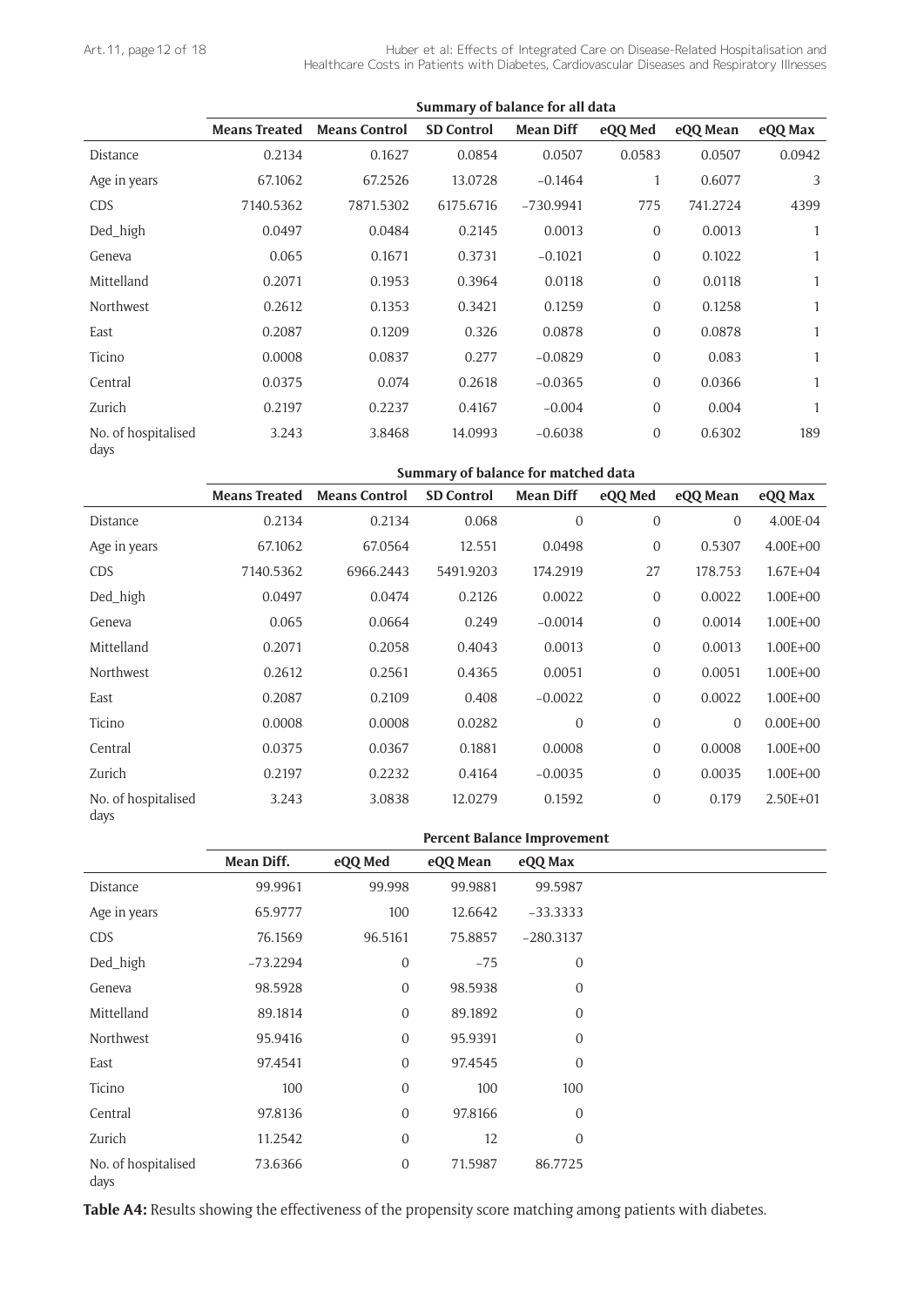| | Summary of balance for all data | | | | | | |
|---|---|---|---|---|---|---|---|
| | **Means Treated** | **Means Control** | **SD Control** | **Mean Diff** | **eQQ Med** | **eQQ Mean** | **eQQ Max** |
| Distance | 0.2134 | 0.1627 | 0.0854 | 0.0507 | 0.0583 | 0.0507 | 0.0942 |
| Age in years | 67.1062 | 67.2526 | 13.0728 | –0.1464 | 1 | 0.6077 | 3 |
| CDS | 7140.5362 | 7871.5302 | 6175.6716 | –730.9941 | 775 | 741.2724 | 4399 |
| Ded_high | 0.0497 | 0.0484 | 0.2145 | 0.0013 | 0 | 0.0013 | 1 |
| Geneva | 0.065 | 0.1671 | 0.3731 | –0.1021 | 0 | 0.1022 | 1 |
| Mittelland | 0.2071 | 0.1953 | 0.3964 | 0.0118 | 0 | 0.0118 | 1 |
| Northwest | 0.2612 | 0.1353 | 0.3421 | 0.1259 | 0 | 0.1258 | 1 |
| East | 0.2087 | 0.1209 | 0.326 | 0.0878 | 0 | 0.0878 | 1 |
| Ticino | 0.0008 | 0.0837 | 0.277 | –0.0829 | 0 | 0.083 | 1 |
| Central | 0.0375 | 0.074 | 0.2618 | –0.0365 | 0 | 0.0366 | 1 |
| Zurich | 0.2197 | 0.2237 | 0.4167 | –0.004 | 0 | 0.004 | 1 |
| No. of hospitalised days | 3.243 | 3.8468 | 14.0993 | –0.6038 | 0 | 0.6302 | 189 |

| | Summary of balance for matched data | | | | | | |
|---|---|---|---|---|---|---|---|
| | **Means Treated** | **Means Control** | **SD Control** | **Mean Diff** | **eQQ Med** | **eQQ Mean** | **eQQ Max** |
| Distance | 0.2134 | 0.2134 | 0.068 | 0 | 0 | 0 | 4.00E-04 |
| Age in years | 67.1062 | 67.0564 | 12.551 | 0.0498 | 0 | 0.5307 | 4.00E+00 |
| CDS | 7140.5362 | 6966.2443 | 5491.9203 | 174.2919 | 27 | 178.753 | 1.67E+04 |
| Ded_high | 0.0497 | 0.0474 | 0.2126 | 0.0022 | 0 | 0.0022 | 1.00E+00 |
| Geneva | 0.065 | 0.0664 | 0.249 | –0.0014 | 0 | 0.0014 | 1.00E+00 |
| Mittelland | 0.2071 | 0.2058 | 0.4043 | 0.0013 | 0 | 0.0013 | 1.00E+00 |
| Northwest | 0.2612 | 0.2561 | 0.4365 | 0.0051 | 0 | 0.0051 | 1.00E+00 |
| East | 0.2087 | 0.2109 | 0.408 | –0.0022 | 0 | 0.0022 | 1.00E+00 |
| Ticino | 0.0008 | 0.0008 | 0.0282 | 0 | 0 | 0 | 0.00E+00 |
| Central | 0.0375 | 0.0367 | 0.1881 | 0.0008 | 0 | 0.0008 | 1.00E+00 |
| Zurich | 0.2197 | 0.2232 | 0.4164 | –0.0035 | 0 | 0.0035 | 1.00E+00 |
| No. of hospitalised days | 3.243 | 3.0838 | 12.0279 | 0.1592 | 0 | 0.179 | 2.50E+01 |

| | Percent Balance Improvement | | | |
|---|---|---|---|---|
| | **Mean Diff.** | **eQQ Med** | **eQQ Mean** | **eQQ Max** |
| Distance | 99.9961 | 99.998 | 99.9881 | 99.5987 |
| Age in years | 65.9777 | 100 | 12.6642 | –33.3333 |
| CDS | 76.1569 | 96.5161 | 75.8857 | –280.3137 |
| Ded_high | –73.2294 | 0 | –75 | 0 |
| Geneva | 98.5928 | 0 | 98.5938 | 0 |
| Mittelland | 89.1814 | 0 | 89.1892 | 0 |
| Northwest | 95.9416 | 0 | 95.9391 | 0 |
| East | 97.4541 | 0 | 97.4545 | 0 |
| Ticino | 100 | 0 | 100 | 100 |
| Central | 97.8136 | 0 | 97.8166 | 0 |
| Zurich | 11.2542 | 0 | 12 | 0 |
| No. of hospitalised days | 73.6366 | 0 | 71.5987 | 86.7725 |

**Table A4:** Results showing the effectiveness of the propensity score matching among patients with diabetes.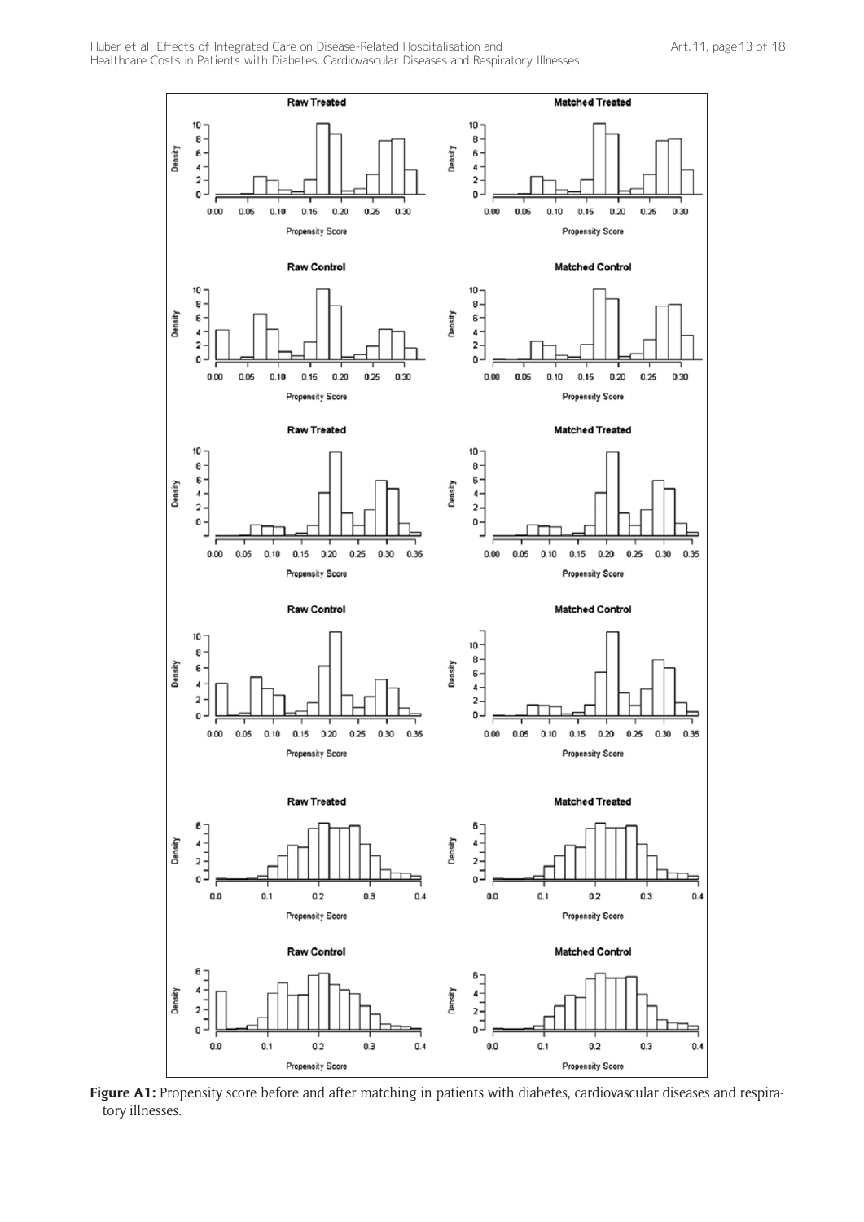**Figure A1:** Propensity score before and after matching in patients with diabetes, cardiovascular diseases and respiratory illnesses.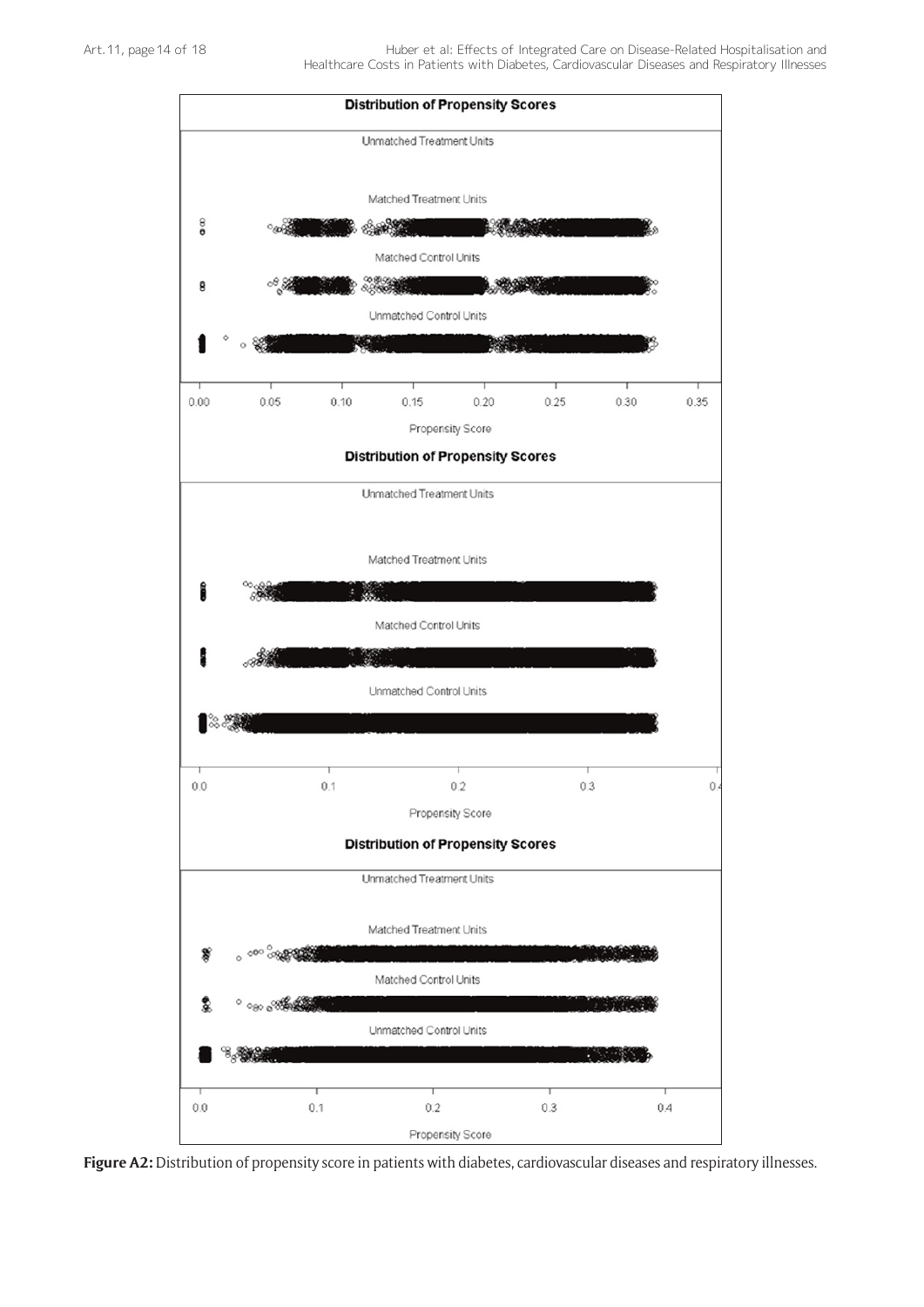**Distribution of Propensity Scores**

Unmatched Treatment Units

Matched Treatment Units

Matched Control Units

Unmatched Control Units

0.00 0.05 0.10 0.15 0.20 0.25 0.30 0.35

Propensity Score

**Distribution of Propensity Scores**

Unmatched Treatment Units

Matched Treatment Units

Matched Control Units

Unmatched Control Units

0.0 0.1 0.2 0.3 0.4

Propensity Score

**Distribution of Propensity Scores**

Unmatched Treatment Units

Matched Treatment Units

Matched Control Units

Unmatched Control Units

0.0 0.1 0.2 0.3 0.4

Propensity Score

**Figure A2:** Distribution of propensity score in patients with diabetes, cardiovascular diseases and respiratory illnesses.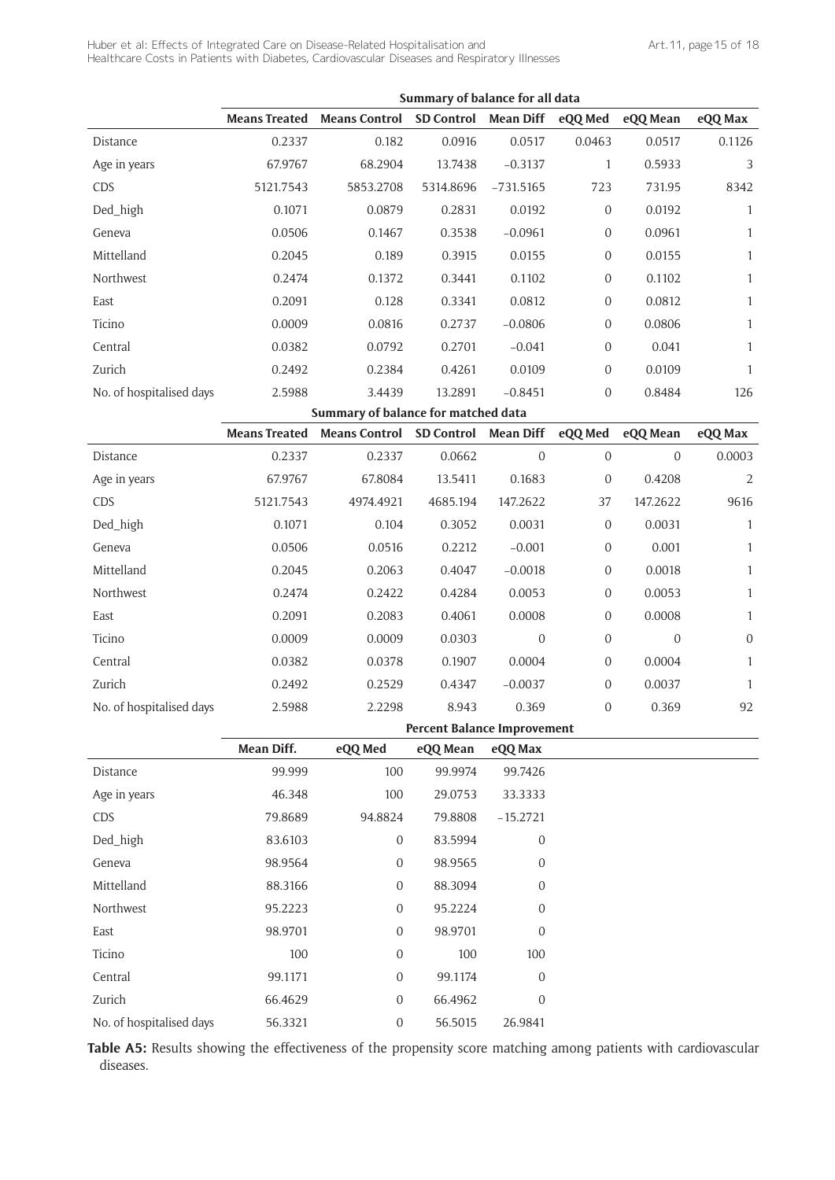| | Summary of balance for all data | | | | | | |
|---|---|---|---|---|---|---|---|
| | **Means Treated** | **Means Control** | **SD Control** | **Mean Diff** | **eQQ Med** | **eQQ Mean** | **eQQ Max** |
| Distance | 0.2337 | 0.182 | 0.0916 | 0.0517 | 0.0463 | 0.0517 | 0.1126 |
| Age in years | 67.9767 | 68.2904 | 13.7438 | −0.3137 | 1 | 0.5933 | 3 |
| CDS | 5121.7543 | 5853.2708 | 5314.8696 | −731.5165 | 723 | 731.95 | 8342 |
| Ded_high | 0.1071 | 0.0879 | 0.2831 | 0.0192 | 0 | 0.0192 | 1 |
| Geneva | 0.0506 | 0.1467 | 0.3538 | −0.0961 | 0 | 0.0961 | 1 |
| Mittelland | 0.2045 | 0.189 | 0.3915 | 0.0155 | 0 | 0.0155 | 1 |
| Northwest | 0.2474 | 0.1372 | 0.3441 | 0.1102 | 0 | 0.1102 | 1 |
| East | 0.2091 | 0.128 | 0.3341 | 0.0812 | 0 | 0.0812 | 1 |
| Ticino | 0.0009 | 0.0816 | 0.2737 | −0.0806 | 0 | 0.0806 | 1 |
| Central | 0.0382 | 0.0792 | 0.2701 | −0.041 | 0 | 0.041 | 1 |
| Zurich | 0.2492 | 0.2384 | 0.4261 | 0.0109 | 0 | 0.0109 | 1 |
| No. of hospitalised days | 2.5988 | 3.4439 | 13.2891 | −0.8451 | 0 | 0.8484 | 126 |

| | Summary of balance for matched data | | | | | | |
|---|---|---|---|---|---|---|---|
| | **Means Treated** | **Means Control** | **SD Control** | **Mean Diff** | **eQQ Med** | **eQQ Mean** | **eQQ Max** |
| Distance | 0.2337 | 0.2337 | 0.0662 | 0 | 0 | 0 | 0.0003 |
| Age in years | 67.9767 | 67.8084 | 13.5411 | 0.1683 | 0 | 0.4208 | 2 |
| CDS | 5121.7543 | 4974.4921 | 4685.194 | 147.2622 | 37 | 147.2622 | 9616 |
| Ded_high | 0.1071 | 0.104 | 0.3052 | 0.0031 | 0 | 0.0031 | 1 |
| Geneva | 0.0506 | 0.0516 | 0.2212 | −0.001 | 0 | 0.001 | 1 |
| Mittelland | 0.2045 | 0.2063 | 0.4047 | −0.0018 | 0 | 0.0018 | 1 |
| Northwest | 0.2474 | 0.2422 | 0.4284 | 0.0053 | 0 | 0.0053 | 1 |
| East | 0.2091 | 0.2083 | 0.4061 | 0.0008 | 0 | 0.0008 | 1 |
| Ticino | 0.0009 | 0.0009 | 0.0303 | 0 | 0 | 0 | 0 |
| Central | 0.0382 | 0.0378 | 0.1907 | 0.0004 | 0 | 0.0004 | 1 |
| Zurich | 0.2492 | 0.2529 | 0.4347 | −0.0037 | 0 | 0.0037 | 1 |
| No. of hospitalised days | 2.5988 | 2.2298 | 8.943 | 0.369 | 0 | 0.369 | 92 |

| | Percent Balance Improvement | | | |
|---|---|---|---|---|
| | **Mean Diff.** | **eQQ Med** | **eQQ Mean** | **eQQ Max** |
| Distance | 99.999 | 100 | 99.9974 | 99.7426 |
| Age in years | 46.348 | 100 | 29.0753 | 33.3333 |
| CDS | 79.8689 | 94.8824 | 79.8808 | −15.2721 |
| Ded_high | 83.6103 | 0 | 83.5994 | 0 |
| Geneva | 98.9564 | 0 | 98.9565 | 0 |
| Mittelland | 88.3166 | 0 | 88.3094 | 0 |
| Northwest | 95.2223 | 0 | 95.2224 | 0 |
| East | 98.9701 | 0 | 98.9701 | 0 |
| Ticino | 100 | 0 | 100 | 100 |
| Central | 99.1171 | 0 | 99.1174 | 0 |
| Zurich | 66.4629 | 0 | 66.4962 | 0 |
| No. of hospitalised days | 56.3321 | 0 | 56.5015 | 26.9841 |

**Table A5:** Results showing the effectiveness of the propensity score matching among patients with cardiovascular diseases.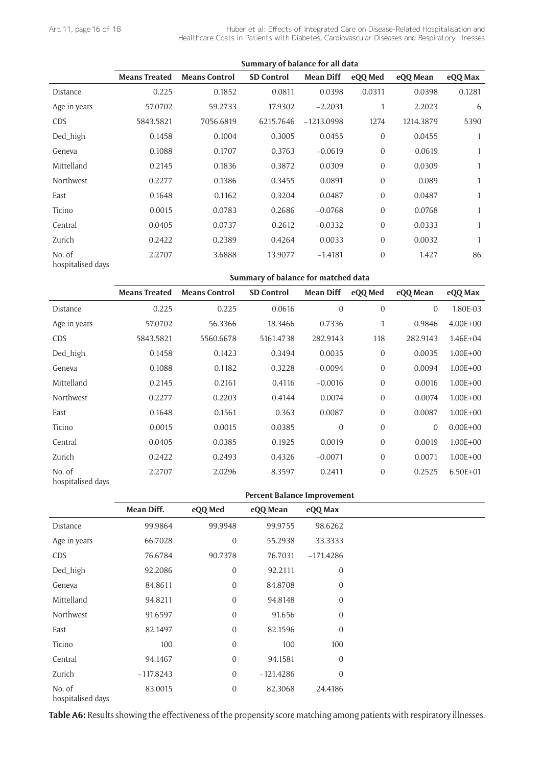| | Summary of balance for all data | | | | | | |
|---|---|---|---|---|---|---|---|
| | **Means Treated** | **Means Control** | **SD Control** | **Mean Diff** | **eQQ Med** | **eQQ Mean** | **eQQ Max** |
| Distance | 0.225 | 0.1852 | 0.0811 | 0.0398 | 0.0311 | 0.0398 | 0.1281 |
| Age in years | 57.0702 | 59.2733 | 17.9302 | −2.2031 | 1 | 2.2023 | 6 |
| CDS | 5843.5821 | 7056.6819 | 6215.7646 | −1213.0998 | 1274 | 1214.3879 | 5390 |
| Ded_high | 0.1458 | 0.1004 | 0.3005 | 0.0455 | 0 | 0.0455 | 1 |
| Geneva | 0.1088 | 0.1707 | 0.3763 | −0.0619 | 0 | 0.0619 | 1 |
| Mittelland | 0.2145 | 0.1836 | 0.3872 | 0.0309 | 0 | 0.0309 | 1 |
| Northwest | 0.2277 | 0.1386 | 0.3455 | 0.0891 | 0 | 0.089 | 1 |
| East | 0.1648 | 0.1162 | 0.3204 | 0.0487 | 0 | 0.0487 | 1 |
| Ticino | 0.0015 | 0.0783 | 0.2686 | −0.0768 | 0 | 0.0768 | 1 |
| Central | 0.0405 | 0.0737 | 0.2612 | −0.0332 | 0 | 0.0333 | 1 |
| Zurich | 0.2422 | 0.2389 | 0.4264 | 0.0033 | 0 | 0.0032 | 1 |
| No. of hospitalised days | 2.2707 | 3.6888 | 13.9077 | −1.4181 | 0 | 1.427 | 86 |

| | Summary of balance for matched data | | | | | | |
|---|---|---|---|---|---|---|---|
| | **Means Treated** | **Means Control** | **SD Control** | **Mean Diff** | **eQQ Med** | **eQQ Mean** | **eQQ Max** |
| Distance | 0.225 | 0.225 | 0.0616 | 0 | 0 | 0 | 1.80E-03 |
| Age in years | 57.0702 | 56.3366 | 18.3466 | 0.7336 | 1 | 0.9846 | 4.00E+00 |
| CDS | 5843.5821 | 5560.6678 | 5161.4738 | 282.9143 | 118 | 282.9143 | 1.46E+04 |
| Ded_high | 0.1458 | 0.1423 | 0.3494 | 0.0035 | 0 | 0.0035 | 1.00E+00 |
| Geneva | 0.1088 | 0.1182 | 0.3228 | −0.0094 | 0 | 0.0094 | 1.00E+00 |
| Mittelland | 0.2145 | 0.2161 | 0.4116 | −0.0016 | 0 | 0.0016 | 1.00E+00 |
| Northwest | 0.2277 | 0.2203 | 0.4144 | 0.0074 | 0 | 0.0074 | 1.00E+00 |
| East | 0.1648 | 0.1561 | 0.363 | 0.0087 | 0 | 0.0087 | 1.00E+00 |
| Ticino | 0.0015 | 0.0015 | 0.0385 | 0 | 0 | 0 | 0.00E+00 |
| Central | 0.0405 | 0.0385 | 0.1925 | 0.0019 | 0 | 0.0019 | 1.00E+00 |
| Zurich | 0.2422 | 0.2493 | 0.4326 | −0.0071 | 0 | 0.0071 | 1.00E+00 |
| No. of hospitalised days | 2.2707 | 2.0296 | 8.3597 | 0.2411 | 0 | 0.2525 | 6.50E+01 |

| | Percent Balance Improvement | | | |
|---|---|---|---|---|
| | **Mean Diff.** | **eQQ Med** | **eQQ Mean** | **eQQ Max** |
| Distance | 99.9864 | 99.9948 | 99.9755 | 98.6262 |
| Age in years | 66.7028 | 0 | 55.2938 | 33.3333 |
| CDS | 76.6784 | 90.7378 | 76.7031 | −171.4286 |
| Ded_high | 92.2086 | 0 | 92.2111 | 0 |
| Geneva | 84.8611 | 0 | 84.8708 | 0 |
| Mittelland | 94.8211 | 0 | 94.8148 | 0 |
| Northwest | 91.6597 | 0 | 91.656 | 0 |
| East | 82.1497 | 0 | 82.1596 | 0 |
| Ticino | 100 | 0 | 100 | 100 |
| Central | 94.1467 | 0 | 94.1581 | 0 |
| Zurich | −117.8243 | 0 | −121.4286 | 0 |
| No. of hospitalised days | 83.0015 | 0 | 82.3068 | 24.4186 |

**Table A6:** Results showing the effectiveness of the propensity score matching among patients with respiratory illnesses.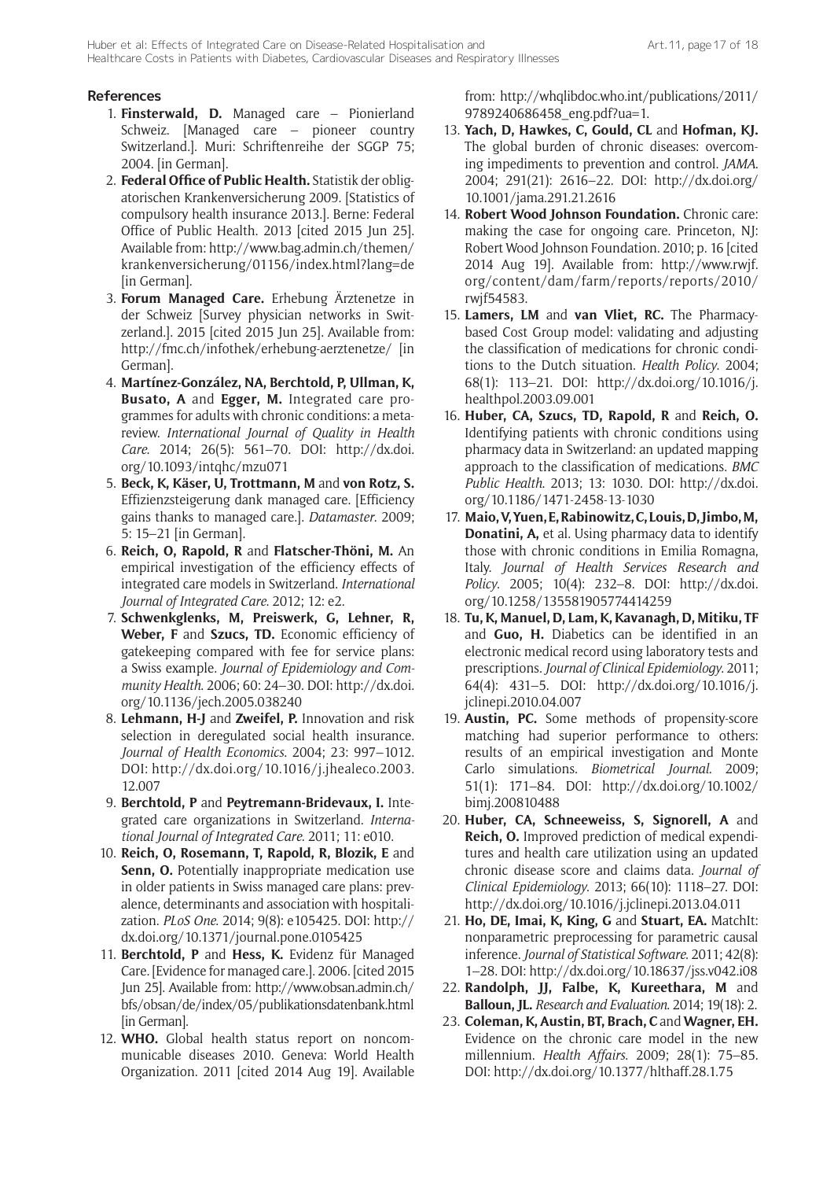## References

1. **Finsterwald, D.** Managed care – Pionierland Schweiz. [Managed care – pioneer country Switzerland.]. Muri: Schriftenreihe der SGGP 75; 2004. [in German].
2. **Federal Office of Public Health.** Statistik der obligatorischen Krankenversicherung 2009. [Statistics of compulsory health insurance 2013.]. Berne: Federal Office of Public Health. 2013 [cited 2015 Jun 25]. Available from: http://www.bag.admin.ch/themen/krankenversicherung/01156/index.html?lang=de [in German].
3. **Forum Managed Care.** Erhebung Ärztenetze in der Schweiz [Survey physician networks in Switzerland.]. 2015 [cited 2015 Jun 25]. Available from: http://fmc.ch/infothek/erhebung-aerztenetze/ [in German].
4. **Martínez-González, NA, Berchtold, P, Ullman, K, Busato, A** and **Egger, M.** Integrated care programmes for adults with chronic conditions: a meta-review. *International Journal of Quality in Health Care*. 2014; 26(5): 561–70. DOI: http://dx.doi.org/10.1093/intqhc/mzu071
5. **Beck, K, Käser, U, Trottmann, M** and **von Rotz, S.** Effizienzsteigerung dank managed care. [Efficiency gains thanks to managed care.]. *Datamaster*. 2009; 5: 15–21 [in German].
6. **Reich, O, Rapold, R** and **Flatscher-Thöni, M.** An empirical investigation of the efficiency effects of integrated care models in Switzerland. *International Journal of Integrated Care*. 2012; 12: e2.
7. **Schwenkglenks, M, Preiswerk, G, Lehner, R, Weber, F** and **Szucs, TD.** Economic efficiency of gatekeeping compared with fee for service plans: a Swiss example. *Journal of Epidemiology and Community Health*. 2006; 60: 24–30. DOI: http://dx.doi.org/10.1136/jech.2005.038240
8. **Lehmann, H-J** and **Zweifel, P.** Innovation and risk selection in deregulated social health insurance. *Journal of Health Economics*. 2004; 23: 997–1012. DOI: http://dx.doi.org/10.1016/j.jhealeco.2003.12.007
9. **Berchtold, P** and **Peytremann-Bridevaux, I.** Integrated care organizations in Switzerland. *International Journal of Integrated Care*. 2011; 11: e010.
10. **Reich, O, Rosemann, T, Rapold, R, Blozik, E** and **Senn, O.** Potentially inappropriate medication use in older patients in Swiss managed care plans: prevalence, determinants and association with hospitalization. *PLoS One*. 2014; 9(8): e105425. DOI: http://dx.doi.org/10.1371/journal.pone.0105425
11. **Berchtold, P** and **Hess, K.** Evidenz für Managed Care. [Evidence for managed care.]. 2006. [cited 2015 Jun 25]. Available from: http://www.obsan.admin.ch/bfs/obsan/de/index/05/publikationsdatenbank.html [in German].
12. **WHO.** Global health status report on noncommunicable diseases 2010. Geneva: World Health Organization. 2011 [cited 2014 Aug 19]. Available from: http://whqlibdoc.who.int/publications/2011/9789240686458_eng.pdf?ua=1.
13. **Yach, D, Hawkes, C, Gould, CL** and **Hofman, KJ.** The global burden of chronic diseases: overcoming impediments to prevention and control. *JAMA*. 2004; 291(21): 2616–22. DOI: http://dx.doi.org/10.1001/jama.291.21.2616
14. **Robert Wood Johnson Foundation.** Chronic care: making the case for ongoing care. Princeton, NJ: Robert Wood Johnson Foundation. 2010; p. 16 [cited 2014 Aug 19]. Available from: http://www.rwjf.org/content/dam/farm/reports/reports/2010/rwjf54583.
15. **Lamers, LM** and **van Vliet, RC.** The Pharmacy-based Cost Group model: validating and adjusting the classification of medications for chronic conditions to the Dutch situation. *Health Policy*. 2004; 68(1): 113–21. DOI: http://dx.doi.org/10.1016/j.healthpol.2003.09.001
16. **Huber, CA, Szucs, TD, Rapold, R** and **Reich, O.** Identifying patients with chronic conditions using pharmacy data in Switzerland: an updated mapping approach to the classification of medications. *BMC Public Health*. 2013; 13: 1030. DOI: http://dx.doi.org/10.1186/1471-2458-13-1030
17. **Maio, V, Yuen, E, Rabinowitz, C, Louis, D, Jimbo, M, Donatini, A,** et al. Using pharmacy data to identify those with chronic conditions in Emilia Romagna, Italy. *Journal of Health Services Research and Policy*. 2005; 10(4): 232–8. DOI: http://dx.doi.org/10.1258/135581905774414259
18. **Tu, K, Manuel, D, Lam, K, Kavanagh, D, Mitiku, TF** and **Guo, H.** Diabetics can be identified in an electronic medical record using laboratory tests and prescriptions. *Journal of Clinical Epidemiology*. 2011; 64(4): 431–5. DOI: http://dx.doi.org/10.1016/j.jclinepi.2010.04.007
19. **Austin, PC.** Some methods of propensity-score matching had superior performance to others: results of an empirical investigation and Monte Carlo simulations. *Biometrical Journal*. 2009; 51(1): 171–84. DOI: http://dx.doi.org/10.1002/bimj.200810488
20. **Huber, CA, Schneeweiss, S, Signorell, A** and **Reich, O.** Improved prediction of medical expenditures and health care utilization using an updated chronic disease score and claims data. *Journal of Clinical Epidemiology*. 2013; 66(10): 1118–27. DOI: http://dx.doi.org/10.1016/j.jclinepi.2013.04.011
21. **Ho, DE, Imai, K, King, G** and **Stuart, EA.** MatchIt: nonparametric preprocessing for parametric causal inference. *Journal of Statistical Software*. 2011; 42(8): 1–28. DOI: http://dx.doi.org/10.18637/jss.v042.i08
22. **Randolph, JJ, Falbe, K, Kureethara, M** and **Balloun, JL.** *Research and Evaluation*. 2014; 19(18): 2.
23. **Coleman, K, Austin, BT, Brach, C** and **Wagner, EH.** Evidence on the chronic care model in the new millennium. *Health Affairs*. 2009; 28(1): 75–85. DOI: http://dx.doi.org/10.1377/hlthaff.28.1.75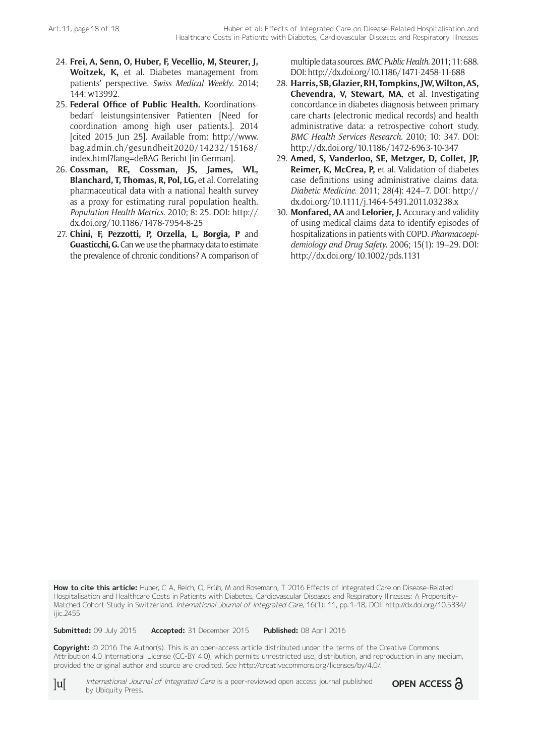24. **Frei, A, Senn, O, Huber, F, Vecellio, M, Steurer, J, Woitzek, K,** et al. Diabetes management from patients' perspective. *Swiss Medical Weekly*. 2014; 144: w13992.
25. **Federal Office of Public Health.** Koordinationsbedarf leistungsintensiver Patienten [Need for coordination among high user patients.]. 2014 [cited 2015 Jun 25]. Available from: http://www.bag.admin.ch/gesundheit2020/14232/15168/index.html?lang=deBAG-Bericht [in German].
26. **Cossman, RE, Cossman, JS, James, WL, Blanchard, T, Thomas, R, Pol, LG,** et al. Correlating pharmaceutical data with a national health survey as a proxy for estimating rural population health. *Population Health Metrics*. 2010; 8: 25. DOI: http://dx.doi.org/10.1186/1478-7954-8-25
27. **Chini, F, Pezzotti, P, Orzella, L, Borgia, P** and **Guasticchi, G.** Can we use the pharmacy data to estimate the prevalence of chronic conditions? A comparison of multiple data sources. *BMC Public Health*. 2011; 11: 688. DOI: http://dx.doi.org/10.1186/1471-2458-11-688
28. **Harris, SB, Glazier, RH, Tompkins, JW, Wilton, AS, Chevendra, V, Stewart, MA**, et al. Investigating concordance in diabetes diagnosis between primary care charts (electronic medical records) and health administrative data: a retrospective cohort study. *BMC Health Services Research*. 2010; 10: 347. DOI: http://dx.doi.org/10.1186/1472-6963-10-347
29. **Amed, S, Vanderloo, SE, Metzger, D, Collet, JP, Reimer, K, McCrea, P,** et al. Validation of diabetes case definitions using administrative claims data. *Diabetic Medicine*. 2011; 28(4): 424–7. DOI: http://dx.doi.org/10.1111/j.1464-5491.2011.03238.x
30. **Monfared, AA** and **Lelorier, J.** Accuracy and validity of using medical claims data to identify episodes of hospitalizations in patients with COPD. *Pharmacoepidemiology and Drug Safety*. 2006; 15(1): 19–29. DOI: http://dx.doi.org/10.1002/pds.1131

**How to cite this article:** Huber, C A, Reich, O, Früh, M and Rosemann, T 2016 Effects of Integrated Care on Disease-Related Hospitalisation and Healthcare Costs in Patients with Diabetes, Cardiovascular Diseases and Respiratory Illnesses: A Propensity-Matched Cohort Study in Switzerland. *International Journal of Integrated Care*, 16(1): 11, pp. 1–18, DOI: http://dx.doi.org/10.5334/ijic.2455

**Submitted:** 09 July 2015 **Accepted:** 31 December 2015 **Published:** 08 April 2016

**Copyright:** © 2016 The Author(s). This is an open-access article distributed under the terms of the Creative Commons Attribution 4.0 International License (CC-BY 4.0), which permits unrestricted use, distribution, and reproduction in any medium, provided the original author and source are credited. See http://creativecommons.org/licenses/by/4.0/.

*International Journal of Integrated Care* is a peer-reviewed open access journal published by Ubiquity Press.

**OPEN ACCESS**